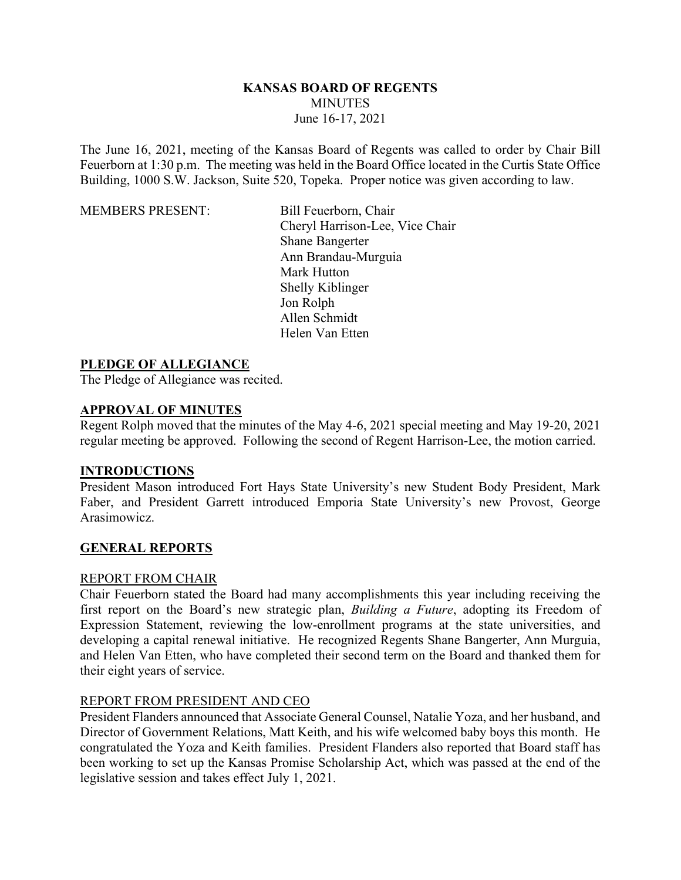**KANSAS BOARD OF REGENTS**
MINUTES
June 16-17, 2021

The June 16, 2021, meeting of the Kansas Board of Regents was called to order by Chair Bill Feuerborn at 1:30 p.m. The meeting was held in the Board Office located in the Curtis State Office Building, 1000 S.W. Jackson, Suite 520, Topeka. Proper notice was given according to law.

MEMBERS PRESENT:
- Bill Feuerborn, Chair
- Cheryl Harrison-Lee, Vice Chair
- Shane Bangerter
- Ann Brandau-Murguia
- Mark Hutton
- Shelly Kiblinger
- Jon Rolph
- Allen Schmidt
- Helen Van Etten

## PLEDGE OF ALLEGIANCE

The Pledge of Allegiance was recited.

## APPROVAL OF MINUTES

Regent Rolph moved that the minutes of the May 4-6, 2021 special meeting and May 19-20, 2021 regular meeting be approved. Following the second of Regent Harrison-Lee, the motion carried.

## INTRODUCTIONS

President Mason introduced Fort Hays State University's new Student Body President, Mark Faber, and President Garrett introduced Emporia State University's new Provost, George Arasimowicz.

## GENERAL REPORTS

### REPORT FROM CHAIR

Chair Feuerborn stated the Board had many accomplishments this year including receiving the first report on the Board's new strategic plan, *Building a Future*, adopting its Freedom of Expression Statement, reviewing the low-enrollment programs at the state universities, and developing a capital renewal initiative. He recognized Regents Shane Bangerter, Ann Murguia, and Helen Van Etten, who have completed their second term on the Board and thanked them for their eight years of service.

### REPORT FROM PRESIDENT AND CEO

President Flanders announced that Associate General Counsel, Natalie Yoza, and her husband, and Director of Government Relations, Matt Keith, and his wife welcomed baby boys this month. He congratulated the Yoza and Keith families. President Flanders also reported that Board staff has been working to set up the Kansas Promise Scholarship Act, which was passed at the end of the legislative session and takes effect July 1, 2021.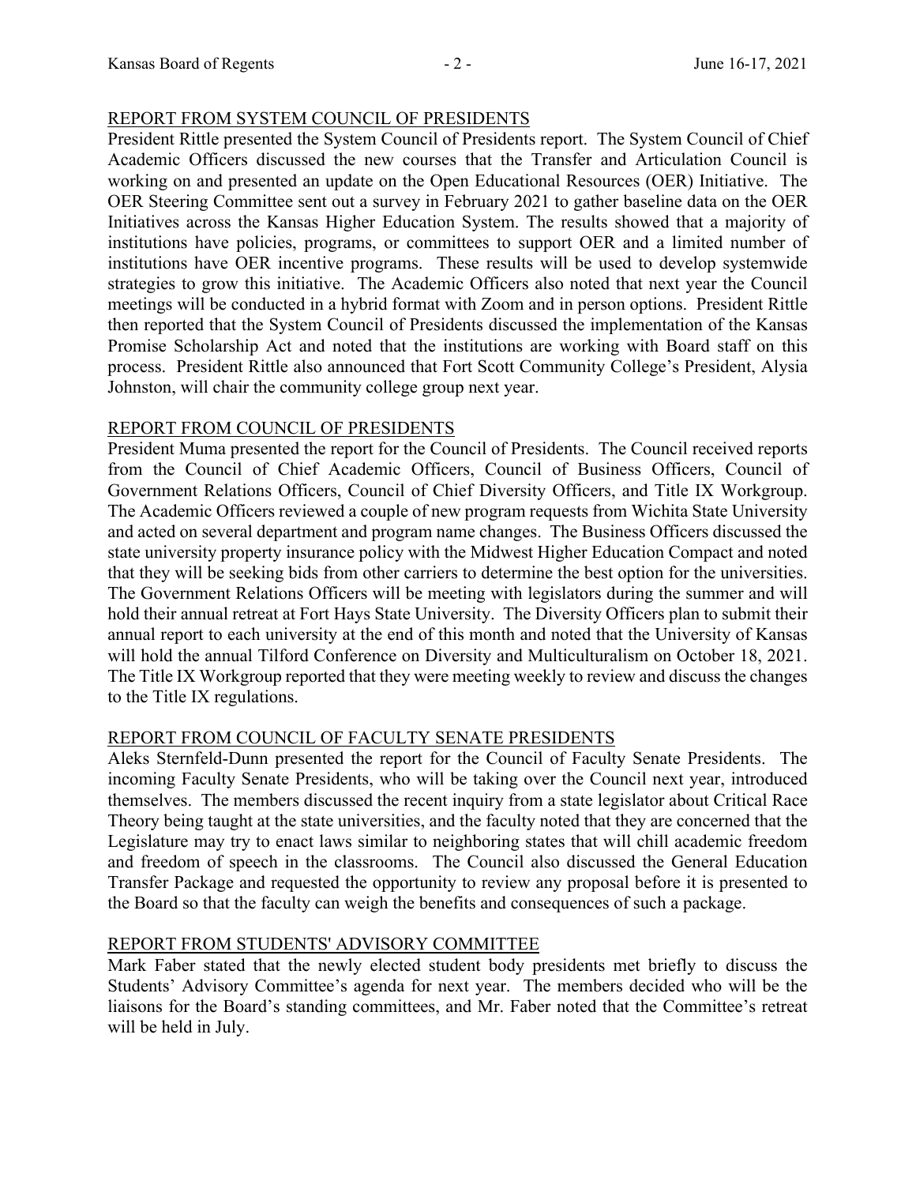## REPORT FROM SYSTEM COUNCIL OF PRESIDENTS

President Rittle presented the System Council of Presidents report. The System Council of Chief Academic Officers discussed the new courses that the Transfer and Articulation Council is working on and presented an update on the Open Educational Resources (OER) Initiative. The OER Steering Committee sent out a survey in February 2021 to gather baseline data on the OER Initiatives across the Kansas Higher Education System. The results showed that a majority of institutions have policies, programs, or committees to support OER and a limited number of institutions have OER incentive programs. These results will be used to develop systemwide strategies to grow this initiative. The Academic Officers also noted that next year the Council meetings will be conducted in a hybrid format with Zoom and in person options. President Rittle then reported that the System Council of Presidents discussed the implementation of the Kansas Promise Scholarship Act and noted that the institutions are working with Board staff on this process. President Rittle also announced that Fort Scott Community College's President, Alysia Johnston, will chair the community college group next year.

## REPORT FROM COUNCIL OF PRESIDENTS

President Muma presented the report for the Council of Presidents. The Council received reports from the Council of Chief Academic Officers, Council of Business Officers, Council of Government Relations Officers, Council of Chief Diversity Officers, and Title IX Workgroup. The Academic Officers reviewed a couple of new program requests from Wichita State University and acted on several department and program name changes. The Business Officers discussed the state university property insurance policy with the Midwest Higher Education Compact and noted that they will be seeking bids from other carriers to determine the best option for the universities. The Government Relations Officers will be meeting with legislators during the summer and will hold their annual retreat at Fort Hays State University. The Diversity Officers plan to submit their annual report to each university at the end of this month and noted that the University of Kansas will hold the annual Tilford Conference on Diversity and Multiculturalism on October 18, 2021. The Title IX Workgroup reported that they were meeting weekly to review and discuss the changes to the Title IX regulations.

## REPORT FROM COUNCIL OF FACULTY SENATE PRESIDENTS

Aleks Sternfeld-Dunn presented the report for the Council of Faculty Senate Presidents. The incoming Faculty Senate Presidents, who will be taking over the Council next year, introduced themselves. The members discussed the recent inquiry from a state legislator about Critical Race Theory being taught at the state universities, and the faculty noted that they are concerned that the Legislature may try to enact laws similar to neighboring states that will chill academic freedom and freedom of speech in the classrooms. The Council also discussed the General Education Transfer Package and requested the opportunity to review any proposal before it is presented to the Board so that the faculty can weigh the benefits and consequences of such a package.

## REPORT FROM STUDENTS' ADVISORY COMMITTEE

Mark Faber stated that the newly elected student body presidents met briefly to discuss the Students' Advisory Committee's agenda for next year. The members decided who will be the liaisons for the Board's standing committees, and Mr. Faber noted that the Committee's retreat will be held in July.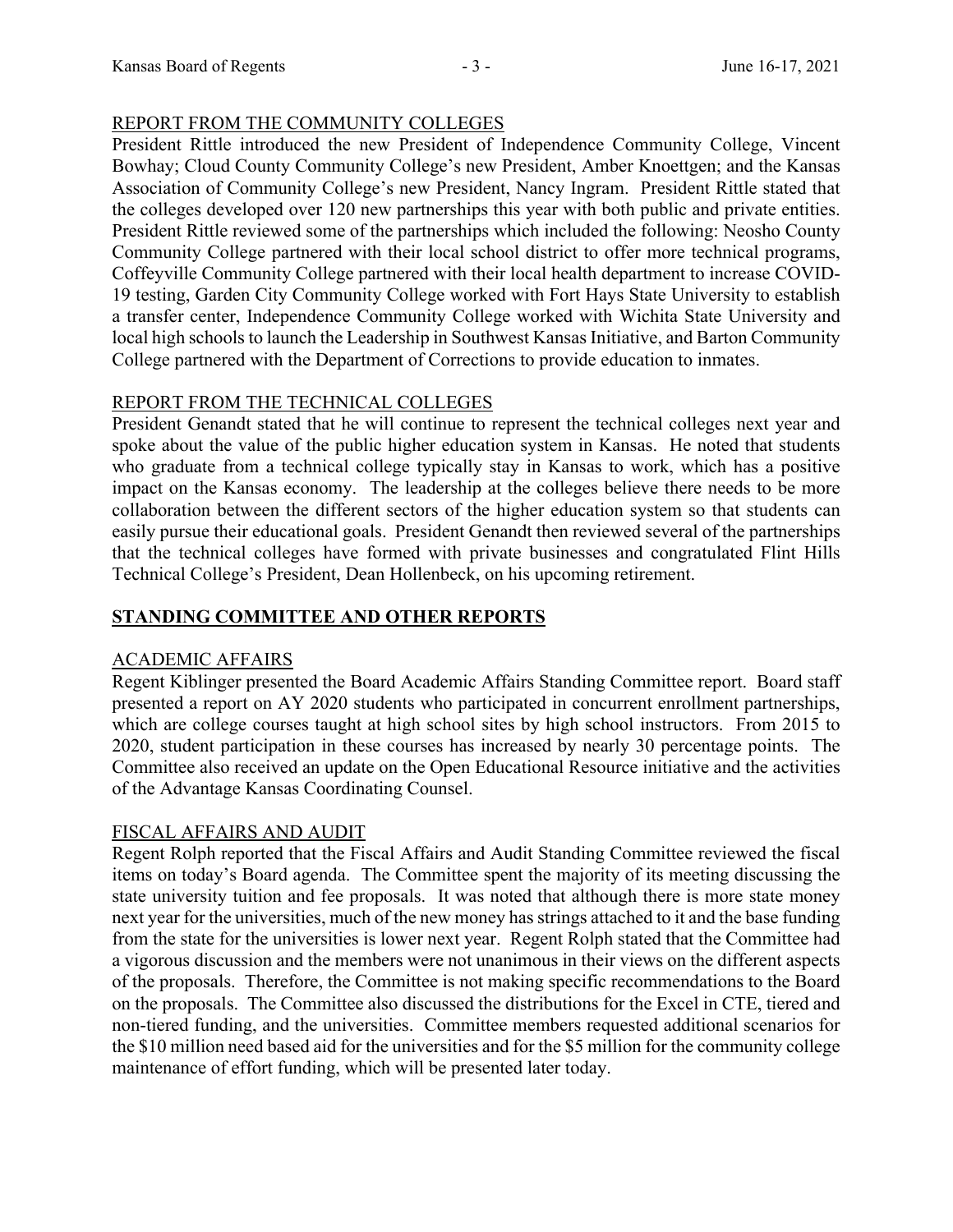REPORT FROM THE COMMUNITY COLLEGES

President Rittle introduced the new President of Independence Community College, Vincent Bowhay; Cloud County Community College's new President, Amber Knoettgen; and the Kansas Association of Community College's new President, Nancy Ingram. President Rittle stated that the colleges developed over 120 new partnerships this year with both public and private entities. President Rittle reviewed some of the partnerships which included the following: Neosho County Community College partnered with their local school district to offer more technical programs, Coffeyville Community College partnered with their local health department to increase COVID-19 testing, Garden City Community College worked with Fort Hays State University to establish a transfer center, Independence Community College worked with Wichita State University and local high schools to launch the Leadership in Southwest Kansas Initiative, and Barton Community College partnered with the Department of Corrections to provide education to inmates.

REPORT FROM THE TECHNICAL COLLEGES

President Genandt stated that he will continue to represent the technical colleges next year and spoke about the value of the public higher education system in Kansas. He noted that students who graduate from a technical college typically stay in Kansas to work, which has a positive impact on the Kansas economy. The leadership at the colleges believe there needs to be more collaboration between the different sectors of the higher education system so that students can easily pursue their educational goals. President Genandt then reviewed several of the partnerships that the technical colleges have formed with private businesses and congratulated Flint Hills Technical College's President, Dean Hollenbeck, on his upcoming retirement.

## STANDING COMMITTEE AND OTHER REPORTS

ACADEMIC AFFAIRS

Regent Kiblinger presented the Board Academic Affairs Standing Committee report. Board staff presented a report on AY 2020 students who participated in concurrent enrollment partnerships, which are college courses taught at high school sites by high school instructors. From 2015 to 2020, student participation in these courses has increased by nearly 30 percentage points. The Committee also received an update on the Open Educational Resource initiative and the activities of the Advantage Kansas Coordinating Counsel.

FISCAL AFFAIRS AND AUDIT

Regent Rolph reported that the Fiscal Affairs and Audit Standing Committee reviewed the fiscal items on today's Board agenda. The Committee spent the majority of its meeting discussing the state university tuition and fee proposals. It was noted that although there is more state money next year for the universities, much of the new money has strings attached to it and the base funding from the state for the universities is lower next year. Regent Rolph stated that the Committee had a vigorous discussion and the members were not unanimous in their views on the different aspects of the proposals. Therefore, the Committee is not making specific recommendations to the Board on the proposals. The Committee also discussed the distributions for the Excel in CTE, tiered and non-tiered funding, and the universities. Committee members requested additional scenarios for the $10 million need based aid for the universities and for the $5 million for the community college maintenance of effort funding, which will be presented later today.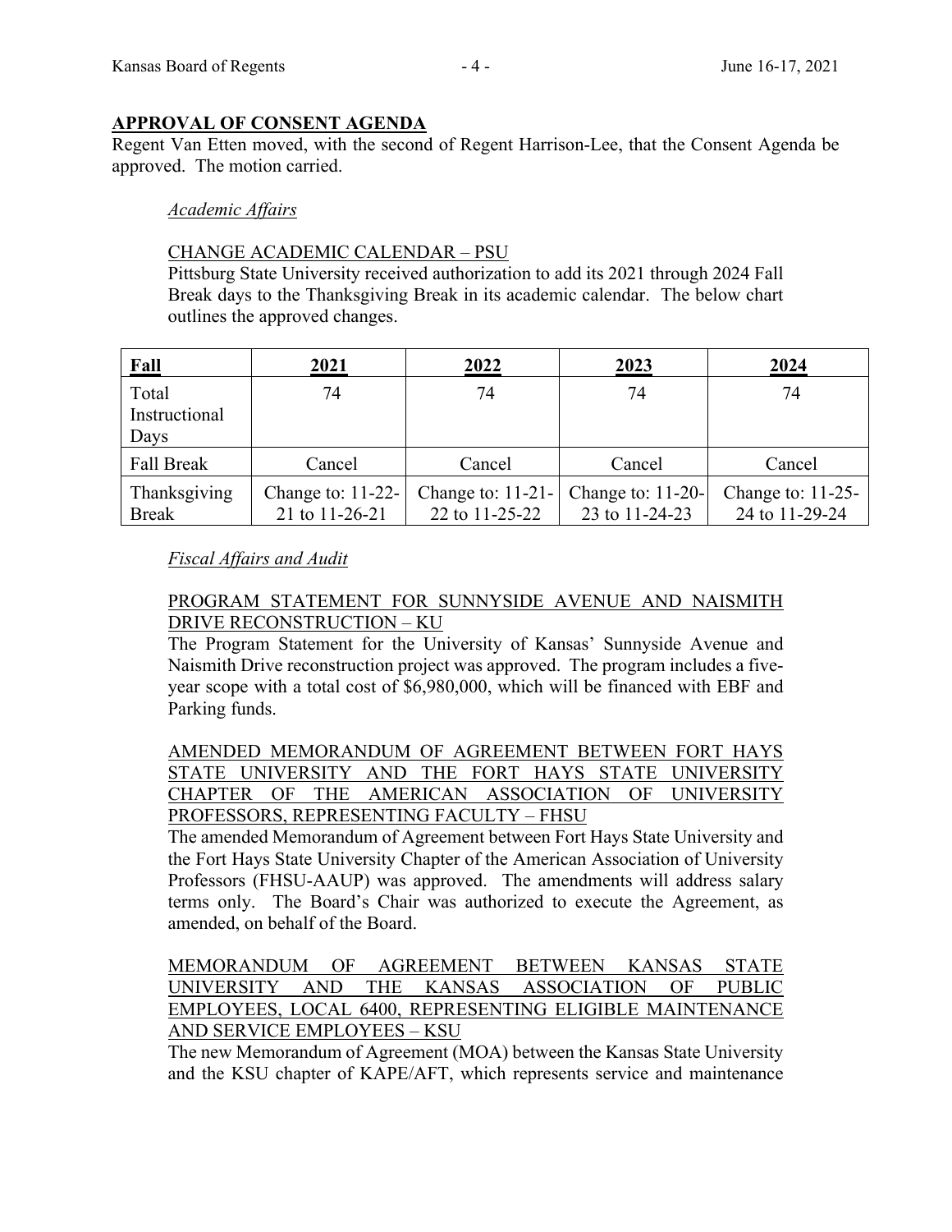## APPROVAL OF CONSENT AGENDA

Regent Van Etten moved, with the second of Regent Harrison-Lee, that the Consent Agenda be approved. The motion carried.

### *Academic Affairs*

CHANGE ACADEMIC CALENDAR – PSU

Pittsburg State University received authorization to add its 2021 through 2024 Fall Break days to the Thanksgiving Break in its academic calendar. The below chart outlines the approved changes.

| **Fall** | **2021** | **2022** | **2023** | **2024** |
|---|---|---|---|---|
| Total Instructional Days | 74 | 74 | 74 | 74 |
| Fall Break | Cancel | Cancel | Cancel | Cancel |
| Thanksgiving Break | Change to: 11-22-21 to 11-26-21 | Change to: 11-21-22 to 11-25-22 | Change to: 11-20-23 to 11-24-23 | Change to: 11-25-24 to 11-29-24 |

### *Fiscal Affairs and Audit*

PROGRAM STATEMENT FOR SUNNYSIDE AVENUE AND NAISMITH DRIVE RECONSTRUCTION – KU

The Program Statement for the University of Kansas' Sunnyside Avenue and Naismith Drive reconstruction project was approved. The program includes a five-year scope with a total cost of $6,980,000, which will be financed with EBF and Parking funds.

AMENDED MEMORANDUM OF AGREEMENT BETWEEN FORT HAYS STATE UNIVERSITY AND THE FORT HAYS STATE UNIVERSITY CHAPTER OF THE AMERICAN ASSOCIATION OF UNIVERSITY PROFESSORS, REPRESENTING FACULTY – FHSU

The amended Memorandum of Agreement between Fort Hays State University and the Fort Hays State University Chapter of the American Association of University Professors (FHSU-AAUP) was approved. The amendments will address salary terms only. The Board's Chair was authorized to execute the Agreement, as amended, on behalf of the Board.

MEMORANDUM OF AGREEMENT BETWEEN KANSAS STATE UNIVERSITY AND THE KANSAS ASSOCIATION OF PUBLIC EMPLOYEES, LOCAL 6400, REPRESENTING ELIGIBLE MAINTENANCE AND SERVICE EMPLOYEES – KSU

The new Memorandum of Agreement (MOA) between the Kansas State University and the KSU chapter of KAPE/AFT, which represents service and maintenance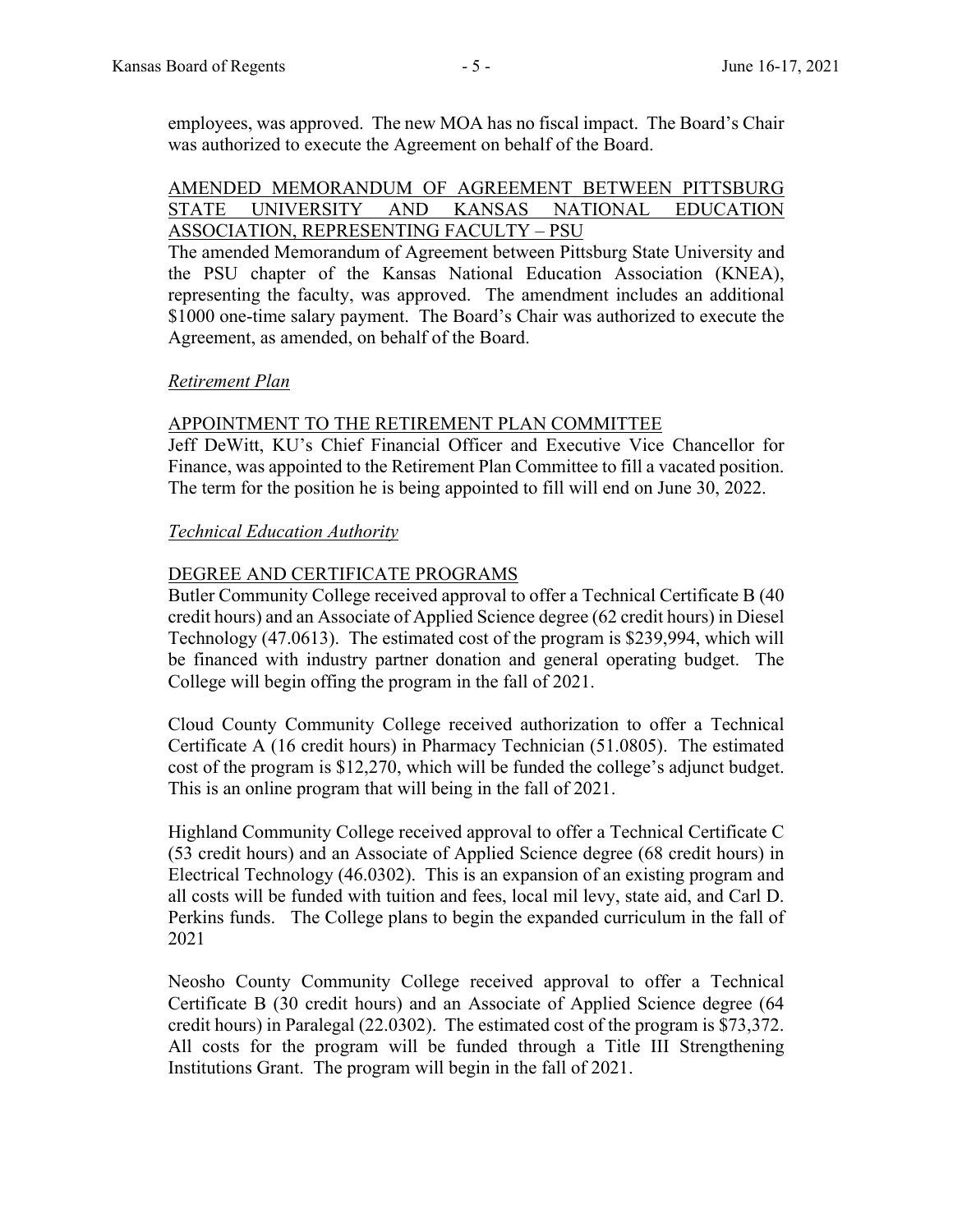employees, was approved. The new MOA has no fiscal impact. The Board's Chair was authorized to execute the Agreement on behalf of the Board.

AMENDED MEMORANDUM OF AGREEMENT BETWEEN PITTSBURG STATE UNIVERSITY AND KANSAS NATIONAL EDUCATION ASSOCIATION, REPRESENTING FACULTY – PSU

The amended Memorandum of Agreement between Pittsburg State University and the PSU chapter of the Kansas National Education Association (KNEA), representing the faculty, was approved. The amendment includes an additional $1000 one-time salary payment. The Board's Chair was authorized to execute the Agreement, as amended, on behalf of the Board.

*Retirement Plan*

APPOINTMENT TO THE RETIREMENT PLAN COMMITTEE

Jeff DeWitt, KU's Chief Financial Officer and Executive Vice Chancellor for Finance, was appointed to the Retirement Plan Committee to fill a vacated position. The term for the position he is being appointed to fill will end on June 30, 2022.

*Technical Education Authority*

DEGREE AND CERTIFICATE PROGRAMS

Butler Community College received approval to offer a Technical Certificate B (40 credit hours) and an Associate of Applied Science degree (62 credit hours) in Diesel Technology (47.0613). The estimated cost of the program is $239,994, which will be financed with industry partner donation and general operating budget. The College will begin offing the program in the fall of 2021.

Cloud County Community College received authorization to offer a Technical Certificate A (16 credit hours) in Pharmacy Technician (51.0805). The estimated cost of the program is $12,270, which will be funded the college's adjunct budget. This is an online program that will being in the fall of 2021.

Highland Community College received approval to offer a Technical Certificate C (53 credit hours) and an Associate of Applied Science degree (68 credit hours) in Electrical Technology (46.0302). This is an expansion of an existing program and all costs will be funded with tuition and fees, local mil levy, state aid, and Carl D. Perkins funds. The College plans to begin the expanded curriculum in the fall of 2021

Neosho County Community College received approval to offer a Technical Certificate B (30 credit hours) and an Associate of Applied Science degree (64 credit hours) in Paralegal (22.0302). The estimated cost of the program is $73,372. All costs for the program will be funded through a Title III Strengthening Institutions Grant. The program will begin in the fall of 2021.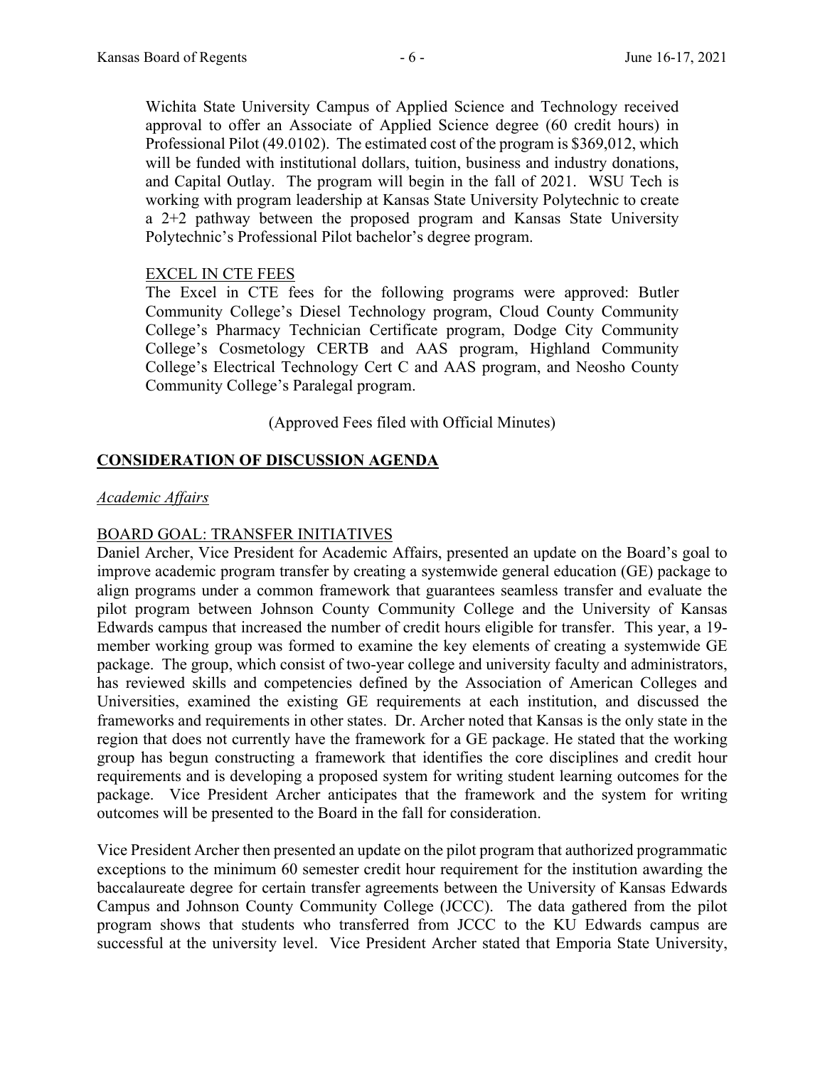Wichita State University Campus of Applied Science and Technology received approval to offer an Associate of Applied Science degree (60 credit hours) in Professional Pilot (49.0102). The estimated cost of the program is $369,012, which will be funded with institutional dollars, tuition, business and industry donations, and Capital Outlay. The program will begin in the fall of 2021. WSU Tech is working with program leadership at Kansas State University Polytechnic to create a 2+2 pathway between the proposed program and Kansas State University Polytechnic's Professional Pilot bachelor's degree program.

EXCEL IN CTE FEES

The Excel in CTE fees for the following programs were approved: Butler Community College's Diesel Technology program, Cloud County Community College's Pharmacy Technician Certificate program, Dodge City Community College's Cosmetology CERTB and AAS program, Highland Community College's Electrical Technology Cert C and AAS program, and Neosho County Community College's Paralegal program.

(Approved Fees filed with Official Minutes)

## CONSIDERATION OF DISCUSSION AGENDA

*Academic Affairs*

BOARD GOAL: TRANSFER INITIATIVES

Daniel Archer, Vice President for Academic Affairs, presented an update on the Board's goal to improve academic program transfer by creating a systemwide general education (GE) package to align programs under a common framework that guarantees seamless transfer and evaluate the pilot program between Johnson County Community College and the University of Kansas Edwards campus that increased the number of credit hours eligible for transfer. This year, a 19-member working group was formed to examine the key elements of creating a systemwide GE package. The group, which consist of two-year college and university faculty and administrators, has reviewed skills and competencies defined by the Association of American Colleges and Universities, examined the existing GE requirements at each institution, and discussed the frameworks and requirements in other states. Dr. Archer noted that Kansas is the only state in the region that does not currently have the framework for a GE package. He stated that the working group has begun constructing a framework that identifies the core disciplines and credit hour requirements and is developing a proposed system for writing student learning outcomes for the package. Vice President Archer anticipates that the framework and the system for writing outcomes will be presented to the Board in the fall for consideration.

Vice President Archer then presented an update on the pilot program that authorized programmatic exceptions to the minimum 60 semester credit hour requirement for the institution awarding the baccalaureate degree for certain transfer agreements between the University of Kansas Edwards Campus and Johnson County Community College (JCCC). The data gathered from the pilot program shows that students who transferred from JCCC to the KU Edwards campus are successful at the university level. Vice President Archer stated that Emporia State University,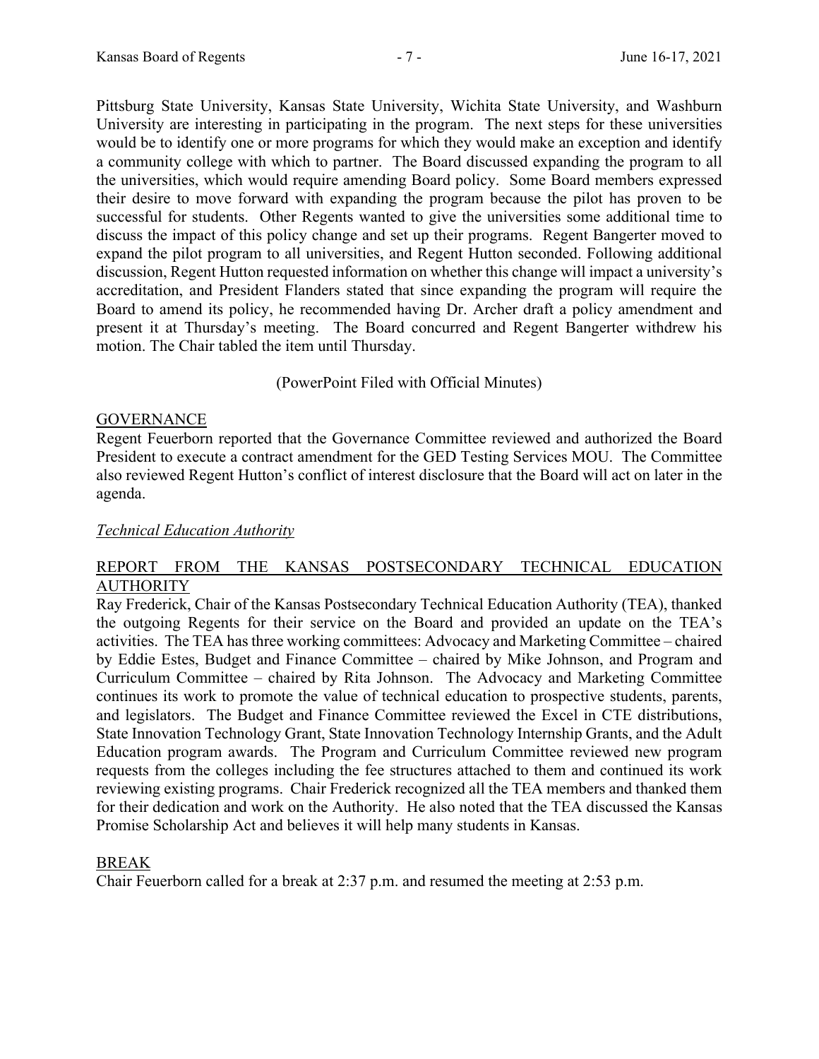Pittsburg State University, Kansas State University, Wichita State University, and Washburn University are interesting in participating in the program. The next steps for these universities would be to identify one or more programs for which they would make an exception and identify a community college with which to partner. The Board discussed expanding the program to all the universities, which would require amending Board policy. Some Board members expressed their desire to move forward with expanding the program because the pilot has proven to be successful for students. Other Regents wanted to give the universities some additional time to discuss the impact of this policy change and set up their programs. Regent Bangerter moved to expand the pilot program to all universities, and Regent Hutton seconded. Following additional discussion, Regent Hutton requested information on whether this change will impact a university's accreditation, and President Flanders stated that since expanding the program will require the Board to amend its policy, he recommended having Dr. Archer draft a policy amendment and present it at Thursday's meeting. The Board concurred and Regent Bangerter withdrew his motion. The Chair tabled the item until Thursday.

(PowerPoint Filed with Official Minutes)

## GOVERNANCE

Regent Feuerborn reported that the Governance Committee reviewed and authorized the Board President to execute a contract amendment for the GED Testing Services MOU. The Committee also reviewed Regent Hutton's conflict of interest disclosure that the Board will act on later in the agenda.

### *Technical Education Authority*

## REPORT FROM THE KANSAS POSTSECONDARY TECHNICAL EDUCATION AUTHORITY

Ray Frederick, Chair of the Kansas Postsecondary Technical Education Authority (TEA), thanked the outgoing Regents for their service on the Board and provided an update on the TEA's activities. The TEA has three working committees: Advocacy and Marketing Committee – chaired by Eddie Estes, Budget and Finance Committee – chaired by Mike Johnson, and Program and Curriculum Committee – chaired by Rita Johnson. The Advocacy and Marketing Committee continues its work to promote the value of technical education to prospective students, parents, and legislators. The Budget and Finance Committee reviewed the Excel in CTE distributions, State Innovation Technology Grant, State Innovation Technology Internship Grants, and the Adult Education program awards. The Program and Curriculum Committee reviewed new program requests from the colleges including the fee structures attached to them and continued its work reviewing existing programs. Chair Frederick recognized all the TEA members and thanked them for their dedication and work on the Authority. He also noted that the TEA discussed the Kansas Promise Scholarship Act and believes it will help many students in Kansas.

## BREAK

Chair Feuerborn called for a break at 2:37 p.m. and resumed the meeting at 2:53 p.m.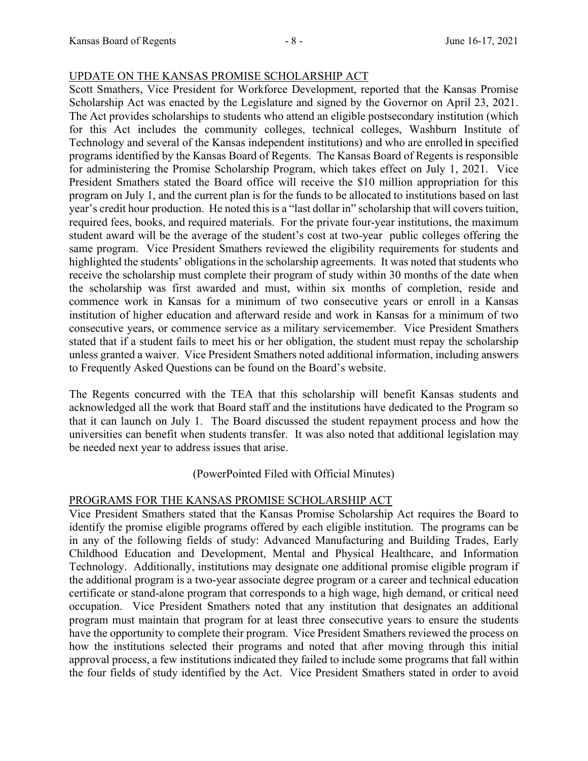UPDATE ON THE KANSAS PROMISE SCHOLARSHIP ACT

Scott Smathers, Vice President for Workforce Development, reported that the Kansas Promise Scholarship Act was enacted by the Legislature and signed by the Governor on April 23, 2021. The Act provides scholarships to students who attend an eligible postsecondary institution (which for this Act includes the community colleges, technical colleges, Washburn Institute of Technology and several of the Kansas independent institutions) and who are enrolled in specified programs identified by the Kansas Board of Regents. The Kansas Board of Regents is responsible for administering the Promise Scholarship Program, which takes effect on July 1, 2021. Vice President Smathers stated the Board office will receive the $10 million appropriation for this program on July 1, and the current plan is for the funds to be allocated to institutions based on last year's credit hour production. He noted this is a "last dollar in" scholarship that will covers tuition, required fees, books, and required materials. For the private four-year institutions, the maximum student award will be the average of the student's cost at two-year public colleges offering the same program. Vice President Smathers reviewed the eligibility requirements for students and highlighted the students' obligations in the scholarship agreements. It was noted that students who receive the scholarship must complete their program of study within 30 months of the date when the scholarship was first awarded and must, within six months of completion, reside and commence work in Kansas for a minimum of two consecutive years or enroll in a Kansas institution of higher education and afterward reside and work in Kansas for a minimum of two consecutive years, or commence service as a military servicemember. Vice President Smathers stated that if a student fails to meet his or her obligation, the student must repay the scholarship unless granted a waiver. Vice President Smathers noted additional information, including answers to Frequently Asked Questions can be found on the Board's website.

The Regents concurred with the TEA that this scholarship will benefit Kansas students and acknowledged all the work that Board staff and the institutions have dedicated to the Program so that it can launch on July 1. The Board discussed the student repayment process and how the universities can benefit when students transfer. It was also noted that additional legislation may be needed next year to address issues that arise.

(PowerPointed Filed with Official Minutes)

PROGRAMS FOR THE KANSAS PROMISE SCHOLARSHIP ACT

Vice President Smathers stated that the Kansas Promise Scholarship Act requires the Board to identify the promise eligible programs offered by each eligible institution. The programs can be in any of the following fields of study: Advanced Manufacturing and Building Trades, Early Childhood Education and Development, Mental and Physical Healthcare, and Information Technology. Additionally, institutions may designate one additional promise eligible program if the additional program is a two-year associate degree program or a career and technical education certificate or stand-alone program that corresponds to a high wage, high demand, or critical need occupation. Vice President Smathers noted that any institution that designates an additional program must maintain that program for at least three consecutive years to ensure the students have the opportunity to complete their program. Vice President Smathers reviewed the process on how the institutions selected their programs and noted that after moving through this initial approval process, a few institutions indicated they failed to include some programs that fall within the four fields of study identified by the Act. Vice President Smathers stated in order to avoid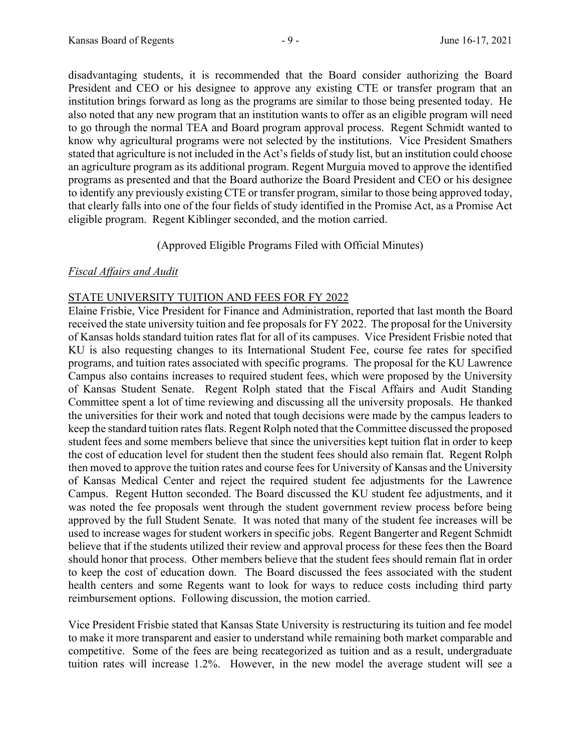disadvantaging students, it is recommended that the Board consider authorizing the Board President and CEO or his designee to approve any existing CTE or transfer program that an institution brings forward as long as the programs are similar to those being presented today. He also noted that any new program that an institution wants to offer as an eligible program will need to go through the normal TEA and Board program approval process. Regent Schmidt wanted to know why agricultural programs were not selected by the institutions. Vice President Smathers stated that agriculture is not included in the Act's fields of study list, but an institution could choose an agriculture program as its additional program. Regent Murguia moved to approve the identified programs as presented and that the Board authorize the Board President and CEO or his designee to identify any previously existing CTE or transfer program, similar to those being approved today, that clearly falls into one of the four fields of study identified in the Promise Act, as a Promise Act eligible program. Regent Kiblinger seconded, and the motion carried.

(Approved Eligible Programs Filed with Official Minutes)

*Fiscal Affairs and Audit*

STATE UNIVERSITY TUITION AND FEES FOR FY 2022

Elaine Frisbie, Vice President for Finance and Administration, reported that last month the Board received the state university tuition and fee proposals for FY 2022. The proposal for the University of Kansas holds standard tuition rates flat for all of its campuses. Vice President Frisbie noted that KU is also requesting changes to its International Student Fee, course fee rates for specified programs, and tuition rates associated with specific programs. The proposal for the KU Lawrence Campus also contains increases to required student fees, which were proposed by the University of Kansas Student Senate. Regent Rolph stated that the Fiscal Affairs and Audit Standing Committee spent a lot of time reviewing and discussing all the university proposals. He thanked the universities for their work and noted that tough decisions were made by the campus leaders to keep the standard tuition rates flats. Regent Rolph noted that the Committee discussed the proposed student fees and some members believe that since the universities kept tuition flat in order to keep the cost of education level for student then the student fees should also remain flat. Regent Rolph then moved to approve the tuition rates and course fees for University of Kansas and the University of Kansas Medical Center and reject the required student fee adjustments for the Lawrence Campus. Regent Hutton seconded. The Board discussed the KU student fee adjustments, and it was noted the fee proposals went through the student government review process before being approved by the full Student Senate. It was noted that many of the student fee increases will be used to increase wages for student workers in specific jobs. Regent Bangerter and Regent Schmidt believe that if the students utilized their review and approval process for these fees then the Board should honor that process. Other members believe that the student fees should remain flat in order to keep the cost of education down. The Board discussed the fees associated with the student health centers and some Regents want to look for ways to reduce costs including third party reimbursement options. Following discussion, the motion carried.

Vice President Frisbie stated that Kansas State University is restructuring its tuition and fee model to make it more transparent and easier to understand while remaining both market comparable and competitive. Some of the fees are being recategorized as tuition and as a result, undergraduate tuition rates will increase 1.2%. However, in the new model the average student will see a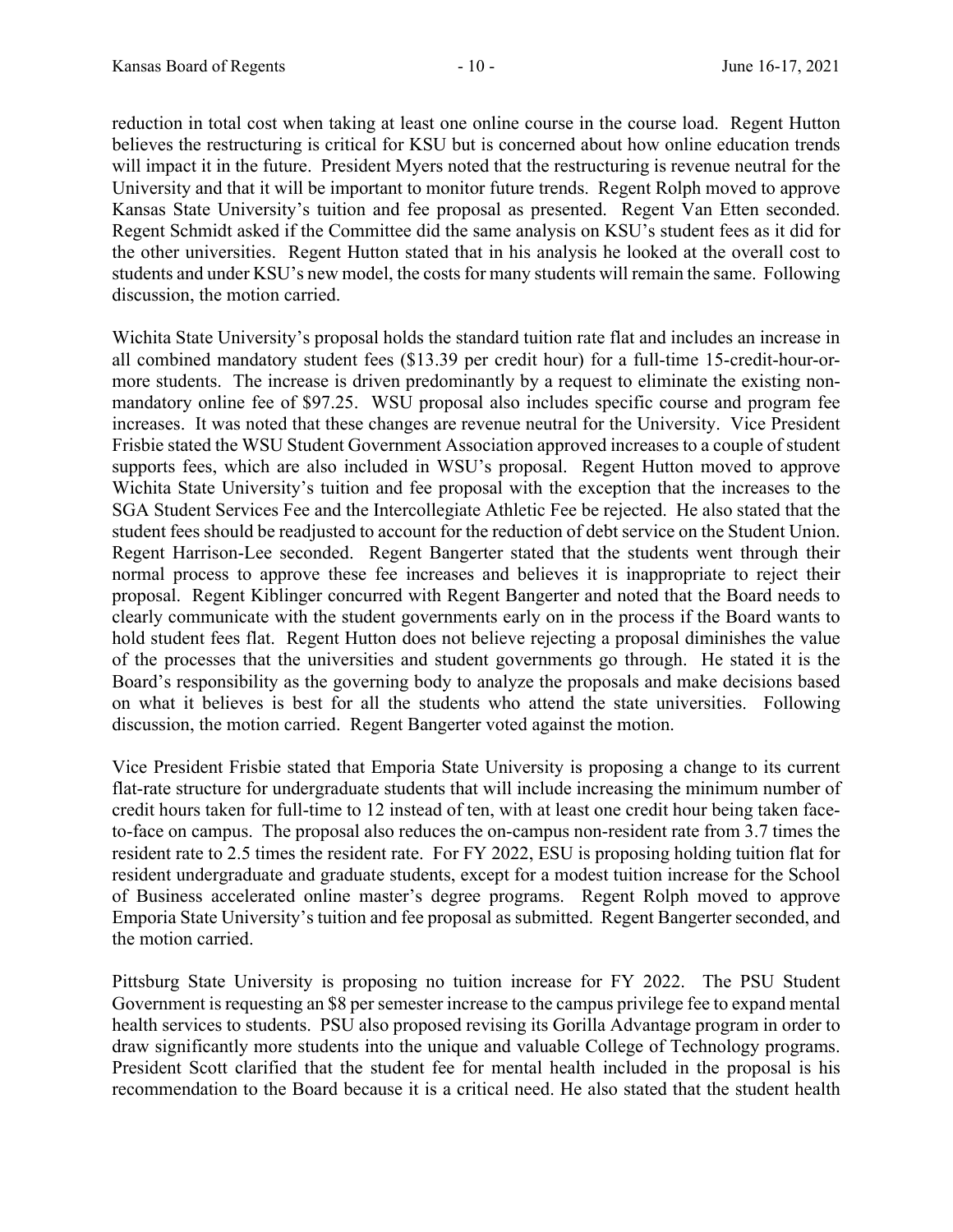reduction in total cost when taking at least one online course in the course load. Regent Hutton believes the restructuring is critical for KSU but is concerned about how online education trends will impact it in the future. President Myers noted that the restructuring is revenue neutral for the University and that it will be important to monitor future trends. Regent Rolph moved to approve Kansas State University's tuition and fee proposal as presented. Regent Van Etten seconded. Regent Schmidt asked if the Committee did the same analysis on KSU's student fees as it did for the other universities. Regent Hutton stated that in his analysis he looked at the overall cost to students and under KSU's new model, the costs for many students will remain the same. Following discussion, the motion carried.

Wichita State University's proposal holds the standard tuition rate flat and includes an increase in all combined mandatory student fees ($13.39 per credit hour) for a full-time 15-credit-hour-or-more students. The increase is driven predominantly by a request to eliminate the existing non-mandatory online fee of $97.25. WSU proposal also includes specific course and program fee increases. It was noted that these changes are revenue neutral for the University. Vice President Frisbie stated the WSU Student Government Association approved increases to a couple of student supports fees, which are also included in WSU's proposal. Regent Hutton moved to approve Wichita State University's tuition and fee proposal with the exception that the increases to the SGA Student Services Fee and the Intercollegiate Athletic Fee be rejected. He also stated that the student fees should be readjusted to account for the reduction of debt service on the Student Union. Regent Harrison-Lee seconded. Regent Bangerter stated that the students went through their normal process to approve these fee increases and believes it is inappropriate to reject their proposal. Regent Kiblinger concurred with Regent Bangerter and noted that the Board needs to clearly communicate with the student governments early on in the process if the Board wants to hold student fees flat. Regent Hutton does not believe rejecting a proposal diminishes the value of the processes that the universities and student governments go through. He stated it is the Board's responsibility as the governing body to analyze the proposals and make decisions based on what it believes is best for all the students who attend the state universities. Following discussion, the motion carried. Regent Bangerter voted against the motion.

Vice President Frisbie stated that Emporia State University is proposing a change to its current flat-rate structure for undergraduate students that will include increasing the minimum number of credit hours taken for full-time to 12 instead of ten, with at least one credit hour being taken face-to-face on campus. The proposal also reduces the on-campus non-resident rate from 3.7 times the resident rate to 2.5 times the resident rate. For FY 2022, ESU is proposing holding tuition flat for resident undergraduate and graduate students, except for a modest tuition increase for the School of Business accelerated online master's degree programs. Regent Rolph moved to approve Emporia State University's tuition and fee proposal as submitted. Regent Bangerter seconded, and the motion carried.

Pittsburg State University is proposing no tuition increase for FY 2022. The PSU Student Government is requesting an $8 per semester increase to the campus privilege fee to expand mental health services to students. PSU also proposed revising its Gorilla Advantage program in order to draw significantly more students into the unique and valuable College of Technology programs. President Scott clarified that the student fee for mental health included in the proposal is his recommendation to the Board because it is a critical need. He also stated that the student health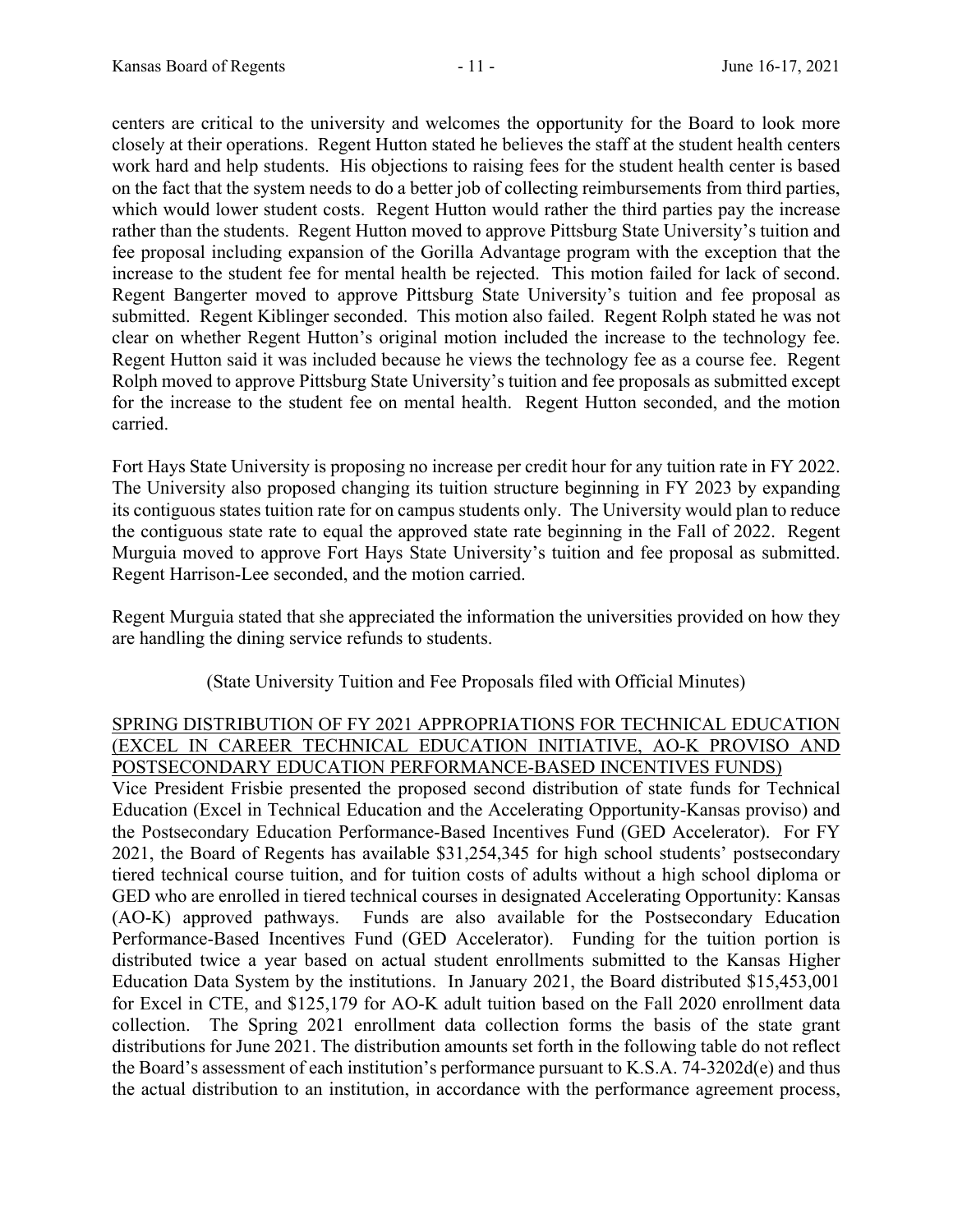centers are critical to the university and welcomes the opportunity for the Board to look more closely at their operations. Regent Hutton stated he believes the staff at the student health centers work hard and help students. His objections to raising fees for the student health center is based on the fact that the system needs to do a better job of collecting reimbursements from third parties, which would lower student costs. Regent Hutton would rather the third parties pay the increase rather than the students. Regent Hutton moved to approve Pittsburg State University's tuition and fee proposal including expansion of the Gorilla Advantage program with the exception that the increase to the student fee for mental health be rejected. This motion failed for lack of second. Regent Bangerter moved to approve Pittsburg State University's tuition and fee proposal as submitted. Regent Kiblinger seconded. This motion also failed. Regent Rolph stated he was not clear on whether Regent Hutton's original motion included the increase to the technology fee. Regent Hutton said it was included because he views the technology fee as a course fee. Regent Rolph moved to approve Pittsburg State University's tuition and fee proposals as submitted except for the increase to the student fee on mental health. Regent Hutton seconded, and the motion carried.

Fort Hays State University is proposing no increase per credit hour for any tuition rate in FY 2022. The University also proposed changing its tuition structure beginning in FY 2023 by expanding its contiguous states tuition rate for on campus students only. The University would plan to reduce the contiguous state rate to equal the approved state rate beginning in the Fall of 2022. Regent Murguia moved to approve Fort Hays State University's tuition and fee proposal as submitted. Regent Harrison-Lee seconded, and the motion carried.

Regent Murguia stated that she appreciated the information the universities provided on how they are handling the dining service refunds to students.

(State University Tuition and Fee Proposals filed with Official Minutes)

SPRING DISTRIBUTION OF FY 2021 APPROPRIATIONS FOR TECHNICAL EDUCATION (EXCEL IN CAREER TECHNICAL EDUCATION INITIATIVE, AO-K PROVISO AND POSTSECONDARY EDUCATION PERFORMANCE-BASED INCENTIVES FUNDS)

Vice President Frisbie presented the proposed second distribution of state funds for Technical Education (Excel in Technical Education and the Accelerating Opportunity-Kansas proviso) and the Postsecondary Education Performance-Based Incentives Fund (GED Accelerator). For FY 2021, the Board of Regents has available $31,254,345 for high school students' postsecondary tiered technical course tuition, and for tuition costs of adults without a high school diploma or GED who are enrolled in tiered technical courses in designated Accelerating Opportunity: Kansas (AO-K) approved pathways. Funds are also available for the Postsecondary Education Performance-Based Incentives Fund (GED Accelerator). Funding for the tuition portion is distributed twice a year based on actual student enrollments submitted to the Kansas Higher Education Data System by the institutions. In January 2021, the Board distributed $15,453,001 for Excel in CTE, and $125,179 for AO-K adult tuition based on the Fall 2020 enrollment data collection. The Spring 2021 enrollment data collection forms the basis of the state grant distributions for June 2021. The distribution amounts set forth in the following table do not reflect the Board's assessment of each institution's performance pursuant to K.S.A. 74-3202d(e) and thus the actual distribution to an institution, in accordance with the performance agreement process,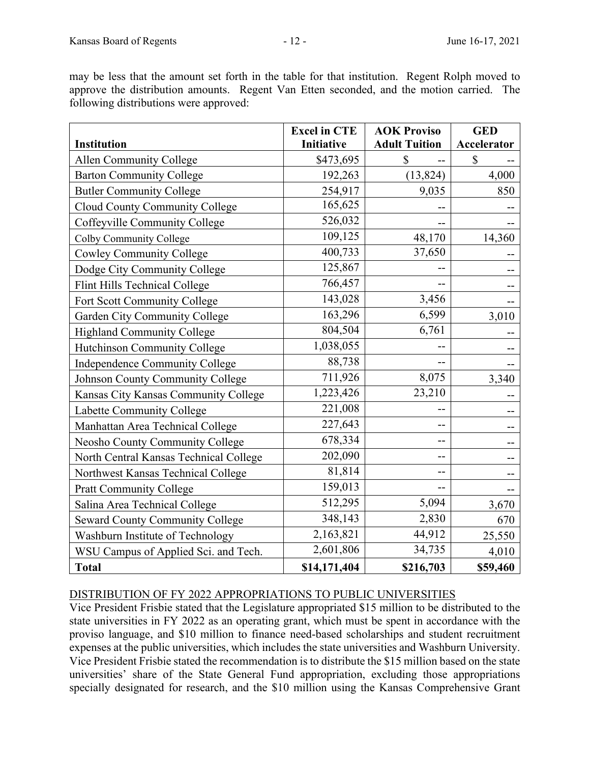may be less that the amount set forth in the table for that institution. Regent Rolph moved to approve the distribution amounts. Regent Van Etten seconded, and the motion carried. The following distributions were approved:

| Institution | Excel in CTE Initiative | AOK Proviso Adult Tuition | GED Accelerator |
|---|---|---|---|
| Allen Community College | $473,695 | $ -- | $ -- |
| Barton Community College | 192,263 | (13,824) | 4,000 |
| Butler Community College | 254,917 | 9,035 | 850 |
| Cloud County Community College | 165,625 | -- | -- |
| Coffeyville Community College | 526,032 | -- | -- |
| Colby Community College | 109,125 | 48,170 | 14,360 |
| Cowley Community College | 400,733 | 37,650 | -- |
| Dodge City Community College | 125,867 | -- | -- |
| Flint Hills Technical College | 766,457 | -- | -- |
| Fort Scott Community College | 143,028 | 3,456 | -- |
| Garden City Community College | 163,296 | 6,599 | 3,010 |
| Highland Community College | 804,504 | 6,761 | -- |
| Hutchinson Community College | 1,038,055 | -- | -- |
| Independence Community College | 88,738 | -- | -- |
| Johnson County Community College | 711,926 | 8,075 | 3,340 |
| Kansas City Kansas Community College | 1,223,426 | 23,210 | -- |
| Labette Community College | 221,008 | -- | -- |
| Manhattan Area Technical College | 227,643 | -- | -- |
| Neosho County Community College | 678,334 | -- | -- |
| North Central Kansas Technical College | 202,090 | -- | -- |
| Northwest Kansas Technical College | 81,814 | -- | -- |
| Pratt Community College | 159,013 | -- | -- |
| Salina Area Technical College | 512,295 | 5,094 | 3,670 |
| Seward County Community College | 348,143 | 2,830 | 670 |
| Washburn Institute of Technology | 2,163,821 | 44,912 | 25,550 |
| WSU Campus of Applied Sci. and Tech. | 2,601,806 | 34,735 | 4,010 |
| **Total** | **$14,171,404** | **$216,703** | **$59,460** |

DISTRIBUTION OF FY 2022 APPROPRIATIONS TO PUBLIC UNIVERSITIES

Vice President Frisbie stated that the Legislature appropriated $15 million to be distributed to the state universities in FY 2022 as an operating grant, which must be spent in accordance with the proviso language, and $10 million to finance need-based scholarships and student recruitment expenses at the public universities, which includes the state universities and Washburn University. Vice President Frisbie stated the recommendation is to distribute the $15 million based on the state universities' share of the State General Fund appropriation, excluding those appropriations specially designated for research, and the $10 million using the Kansas Comprehensive Grant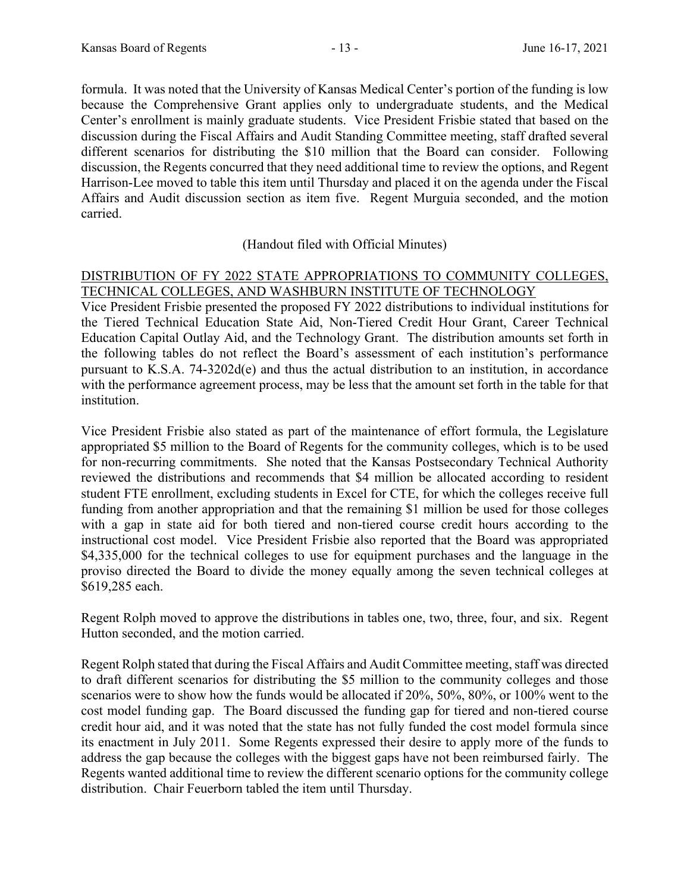formula. It was noted that the University of Kansas Medical Center's portion of the funding is low because the Comprehensive Grant applies only to undergraduate students, and the Medical Center's enrollment is mainly graduate students. Vice President Frisbie stated that based on the discussion during the Fiscal Affairs and Audit Standing Committee meeting, staff drafted several different scenarios for distributing the $10 million that the Board can consider. Following discussion, the Regents concurred that they need additional time to review the options, and Regent Harrison-Lee moved to table this item until Thursday and placed it on the agenda under the Fiscal Affairs and Audit discussion section as item five. Regent Murguia seconded, and the motion carried.

(Handout filed with Official Minutes)

DISTRIBUTION OF FY 2022 STATE APPROPRIATIONS TO COMMUNITY COLLEGES, TECHNICAL COLLEGES, AND WASHBURN INSTITUTE OF TECHNOLOGY

Vice President Frisbie presented the proposed FY 2022 distributions to individual institutions for the Tiered Technical Education State Aid, Non-Tiered Credit Hour Grant, Career Technical Education Capital Outlay Aid, and the Technology Grant. The distribution amounts set forth in the following tables do not reflect the Board's assessment of each institution's performance pursuant to K.S.A. 74-3202d(e) and thus the actual distribution to an institution, in accordance with the performance agreement process, may be less that the amount set forth in the table for that institution.

Vice President Frisbie also stated as part of the maintenance of effort formula, the Legislature appropriated $5 million to the Board of Regents for the community colleges, which is to be used for non-recurring commitments. She noted that the Kansas Postsecondary Technical Authority reviewed the distributions and recommends that $4 million be allocated according to resident student FTE enrollment, excluding students in Excel for CTE, for which the colleges receive full funding from another appropriation and that the remaining $1 million be used for those colleges with a gap in state aid for both tiered and non-tiered course credit hours according to the instructional cost model. Vice President Frisbie also reported that the Board was appropriated $4,335,000 for the technical colleges to use for equipment purchases and the language in the proviso directed the Board to divide the money equally among the seven technical colleges at $619,285 each.

Regent Rolph moved to approve the distributions in tables one, two, three, four, and six. Regent Hutton seconded, and the motion carried.

Regent Rolph stated that during the Fiscal Affairs and Audit Committee meeting, staff was directed to draft different scenarios for distributing the $5 million to the community colleges and those scenarios were to show how the funds would be allocated if 20%, 50%, 80%, or 100% went to the cost model funding gap. The Board discussed the funding gap for tiered and non-tiered course credit hour aid, and it was noted that the state has not fully funded the cost model formula since its enactment in July 2011. Some Regents expressed their desire to apply more of the funds to address the gap because the colleges with the biggest gaps have not been reimbursed fairly. The Regents wanted additional time to review the different scenario options for the community college distribution. Chair Feuerborn tabled the item until Thursday.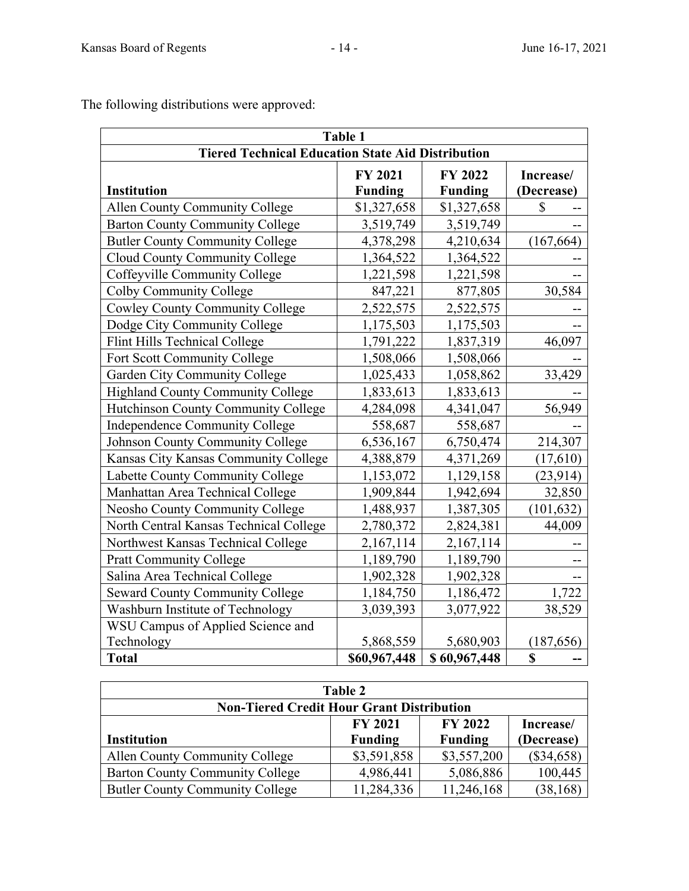The following distributions were approved:

| **Table 1** | | | |
|---|---|---|---|
| **Tiered Technical Education State Aid Distribution** | | | |
| **Institution** | **FY 2021 Funding** | **FY 2022 Funding** | **Increase/ (Decrease)** |
| Allen County Community College | $1,327,658 | $1,327,658 | $ -- |
| Barton County Community College | 3,519,749 | 3,519,749 | -- |
| Butler County Community College | 4,378,298 | 4,210,634 | (167,664) |
| Cloud County Community College | 1,364,522 | 1,364,522 | -- |
| Coffeyville Community College | 1,221,598 | 1,221,598 | -- |
| Colby Community College | 847,221 | 877,805 | 30,584 |
| Cowley County Community College | 2,522,575 | 2,522,575 | -- |
| Dodge City Community College | 1,175,503 | 1,175,503 | -- |
| Flint Hills Technical College | 1,791,222 | 1,837,319 | 46,097 |
| Fort Scott Community College | 1,508,066 | 1,508,066 | -- |
| Garden City Community College | 1,025,433 | 1,058,862 | 33,429 |
| Highland County Community College | 1,833,613 | 1,833,613 | -- |
| Hutchinson County Community College | 4,284,098 | 4,341,047 | 56,949 |
| Independence Community College | 558,687 | 558,687 | -- |
| Johnson County Community College | 6,536,167 | 6,750,474 | 214,307 |
| Kansas City Kansas Community College | 4,388,879 | 4,371,269 | (17,610) |
| Labette County Community College | 1,153,072 | 1,129,158 | (23,914) |
| Manhattan Area Technical College | 1,909,844 | 1,942,694 | 32,850 |
| Neosho County Community College | 1,488,937 | 1,387,305 | (101,632) |
| North Central Kansas Technical College | 2,780,372 | 2,824,381 | 44,009 |
| Northwest Kansas Technical College | 2,167,114 | 2,167,114 | -- |
| Pratt Community College | 1,189,790 | 1,189,790 | -- |
| Salina Area Technical College | 1,902,328 | 1,902,328 | -- |
| Seward County Community College | 1,184,750 | 1,186,472 | 1,722 |
| Washburn Institute of Technology | 3,039,393 | 3,077,922 | 38,529 |
| WSU Campus of Applied Science and Technology | 5,868,559 | 5,680,903 | (187,656) |
| **Total** | **$60,967,448** | **$ 60,967,448** | **$ --** |

| **Table 2** | | | |
|---|---|---|---|
| **Non-Tiered Credit Hour Grant Distribution** | | | |
| **Institution** | **FY 2021 Funding** | **FY 2022 Funding** | **Increase/ (Decrease)** |
| Allen County Community College | $3,591,858 | $3,557,200 | ($34,658) |
| Barton County Community College | 4,986,441 | 5,086,886 | 100,445 |
| Butler County Community College | 11,284,336 | 11,246,168 | (38,168) |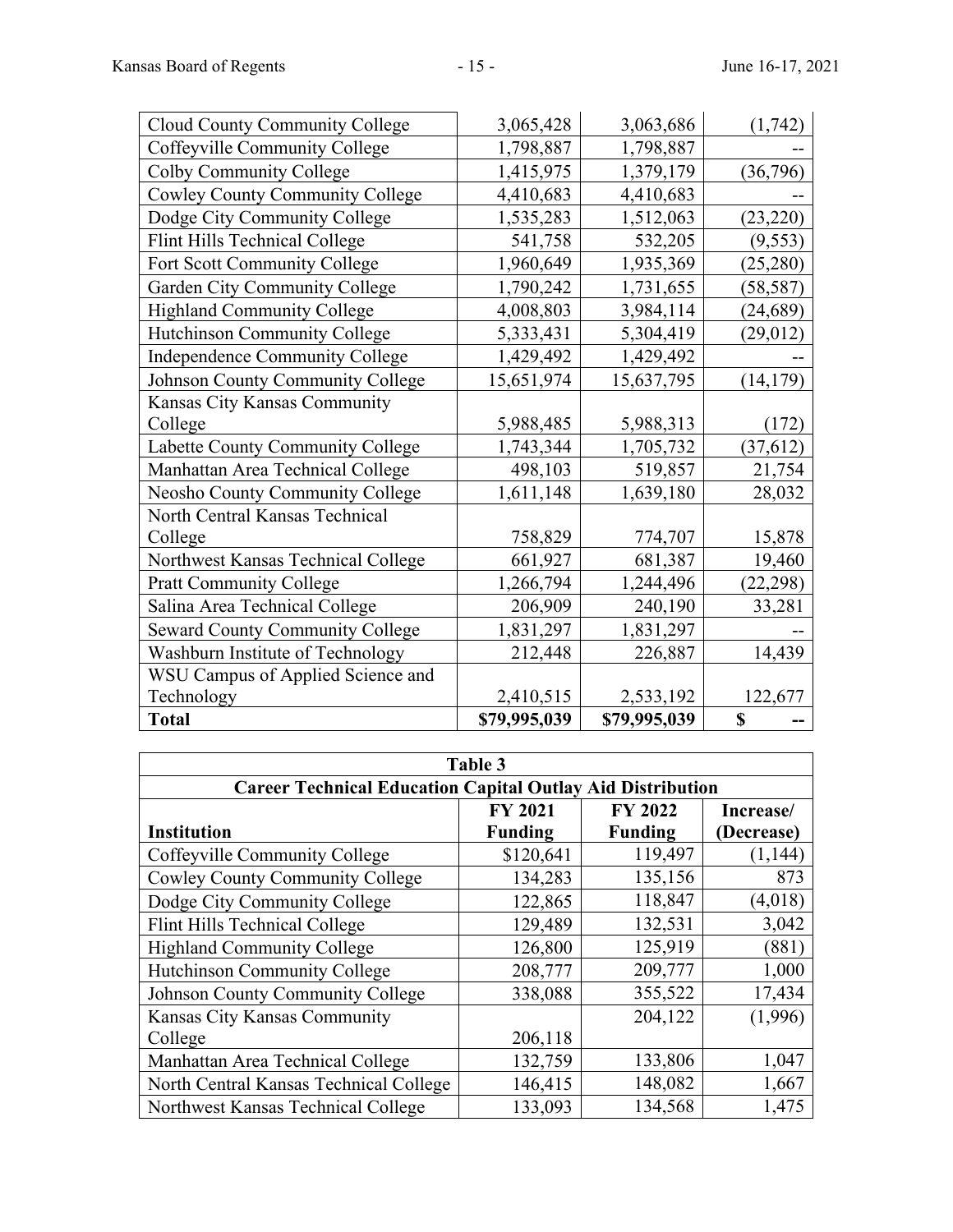| | | | |
|---|---|---|---|
| Cloud County Community College | 3,065,428 | 3,063,686 | (1,742) |
| Coffeyville Community College | 1,798,887 | 1,798,887 | -- |
| Colby Community College | 1,415,975 | 1,379,179 | (36,796) |
| Cowley County Community College | 4,410,683 | 4,410,683 | -- |
| Dodge City Community College | 1,535,283 | 1,512,063 | (23,220) |
| Flint Hills Technical College | 541,758 | 532,205 | (9,553) |
| Fort Scott Community College | 1,960,649 | 1,935,369 | (25,280) |
| Garden City Community College | 1,790,242 | 1,731,655 | (58,587) |
| Highland Community College | 4,008,803 | 3,984,114 | (24,689) |
| Hutchinson Community College | 5,333,431 | 5,304,419 | (29,012) |
| Independence Community College | 1,429,492 | 1,429,492 | -- |
| Johnson County Community College | 15,651,974 | 15,637,795 | (14,179) |
| Kansas City Kansas Community College | 5,988,485 | 5,988,313 | (172) |
| Labette County Community College | 1,743,344 | 1,705,732 | (37,612) |
| Manhattan Area Technical College | 498,103 | 519,857 | 21,754 |
| Neosho County Community College | 1,611,148 | 1,639,180 | 28,032 |
| North Central Kansas Technical College | 758,829 | 774,707 | 15,878 |
| Northwest Kansas Technical College | 661,927 | 681,387 | 19,460 |
| Pratt Community College | 1,266,794 | 1,244,496 | (22,298) |
| Salina Area Technical College | 206,909 | 240,190 | 33,281 |
| Seward County Community College | 1,831,297 | 1,831,297 | -- |
| Washburn Institute of Technology | 212,448 | 226,887 | 14,439 |
| WSU Campus of Applied Science and Technology | 2,410,515 | 2,533,192 | 122,677 |
| **Total** | **$79,995,039** | **$79,995,039** | **$ --** |

| Table 3 | | | |
|---|---|---|---|
| **Career Technical Education Capital Outlay Aid Distribution** | | | |
| **Institution** | **FY 2021 Funding** | **FY 2022 Funding** | **Increase/ (Decrease)** |
| Coffeyville Community College | $120,641 | 119,497 | (1,144) |
| Cowley County Community College | 134,283 | 135,156 | 873 |
| Dodge City Community College | 122,865 | 118,847 | (4,018) |
| Flint Hills Technical College | 129,489 | 132,531 | 3,042 |
| Highland Community College | 126,800 | 125,919 | (881) |
| Hutchinson Community College | 208,777 | 209,777 | 1,000 |
| Johnson County Community College | 338,088 | 355,522 | 17,434 |
| Kansas City Kansas Community College | 206,118 | 204,122 | (1,996) |
| Manhattan Area Technical College | 132,759 | 133,806 | 1,047 |
| North Central Kansas Technical College | 146,415 | 148,082 | 1,667 |
| Northwest Kansas Technical College | 133,093 | 134,568 | 1,475 |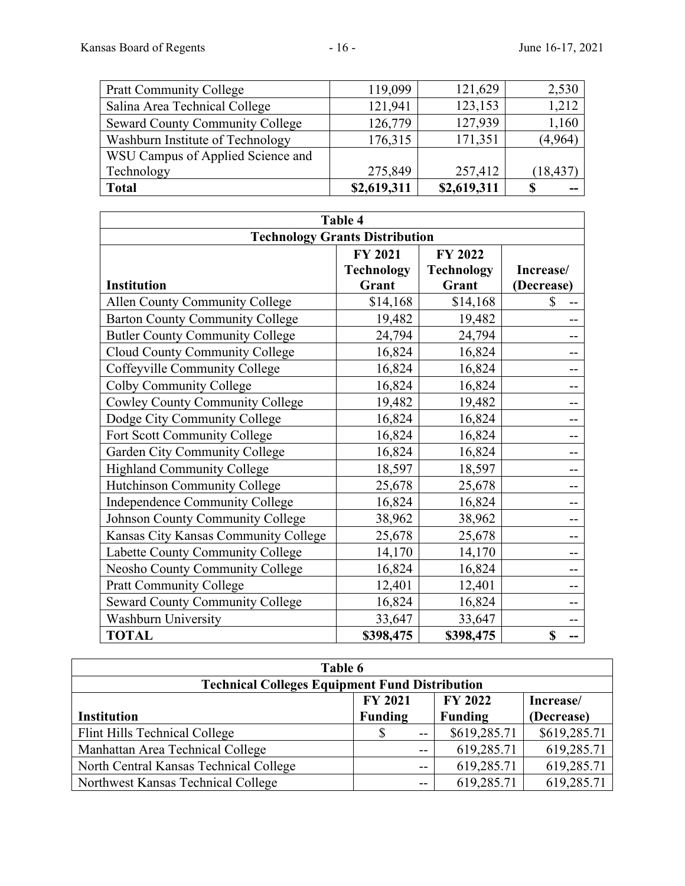| | | | |
|---|---|---|---|
| Pratt Community College | 119,099 | 121,629 | 2,530 |
| Salina Area Technical College | 121,941 | 123,153 | 1,212 |
| Seward County Community College | 126,779 | 127,939 | 1,160 |
| Washburn Institute of Technology | 176,315 | 171,351 | (4,964) |
| WSU Campus of Applied Science and Technology | 275,849 | 257,412 | (18,437) |
| **Total** | **$2,619,311** | **$2,619,311** | **$ --** |

| Table 4 | | | |
|---|---|---|---|
| **Technology Grants Distribution** | | | |
| **Institution** | **FY 2021 Technology Grant** | **FY 2022 Technology Grant** | **Increase/ (Decrease)** |
| Allen County Community College | $14,168 | $14,168 | $ -- |
| Barton County Community College | 19,482 | 19,482 | -- |
| Butler County Community College | 24,794 | 24,794 | -- |
| Cloud County Community College | 16,824 | 16,824 | -- |
| Coffeyville Community College | 16,824 | 16,824 | -- |
| Colby Community College | 16,824 | 16,824 | -- |
| Cowley County Community College | 19,482 | 19,482 | -- |
| Dodge City Community College | 16,824 | 16,824 | -- |
| Fort Scott Community College | 16,824 | 16,824 | -- |
| Garden City Community College | 16,824 | 16,824 | -- |
| Highland Community College | 18,597 | 18,597 | -- |
| Hutchinson Community College | 25,678 | 25,678 | -- |
| Independence Community College | 16,824 | 16,824 | -- |
| Johnson County Community College | 38,962 | 38,962 | -- |
| Kansas City Kansas Community College | 25,678 | 25,678 | -- |
| Labette County Community College | 14,170 | 14,170 | -- |
| Neosho County Community College | 16,824 | 16,824 | -- |
| Pratt Community College | 12,401 | 12,401 | -- |
| Seward County Community College | 16,824 | 16,824 | -- |
| Washburn University | 33,647 | 33,647 | -- |
| **TOTAL** | **$398,475** | **$398,475** | **$ --** |

| Table 6 | | | |
|---|---|---|---|
| **Technical Colleges Equipment Fund Distribution** | | | |
| **Institution** | **FY 2021 Funding** | **FY 2022 Funding** | **Increase/ (Decrease)** |
| Flint Hills Technical College | $ -- | $619,285.71 | $619,285.71 |
| Manhattan Area Technical College | -- | 619,285.71 | 619,285.71 |
| North Central Kansas Technical College | -- | 619,285.71 | 619,285.71 |
| Northwest Kansas Technical College | -- | 619,285.71 | 619,285.71 |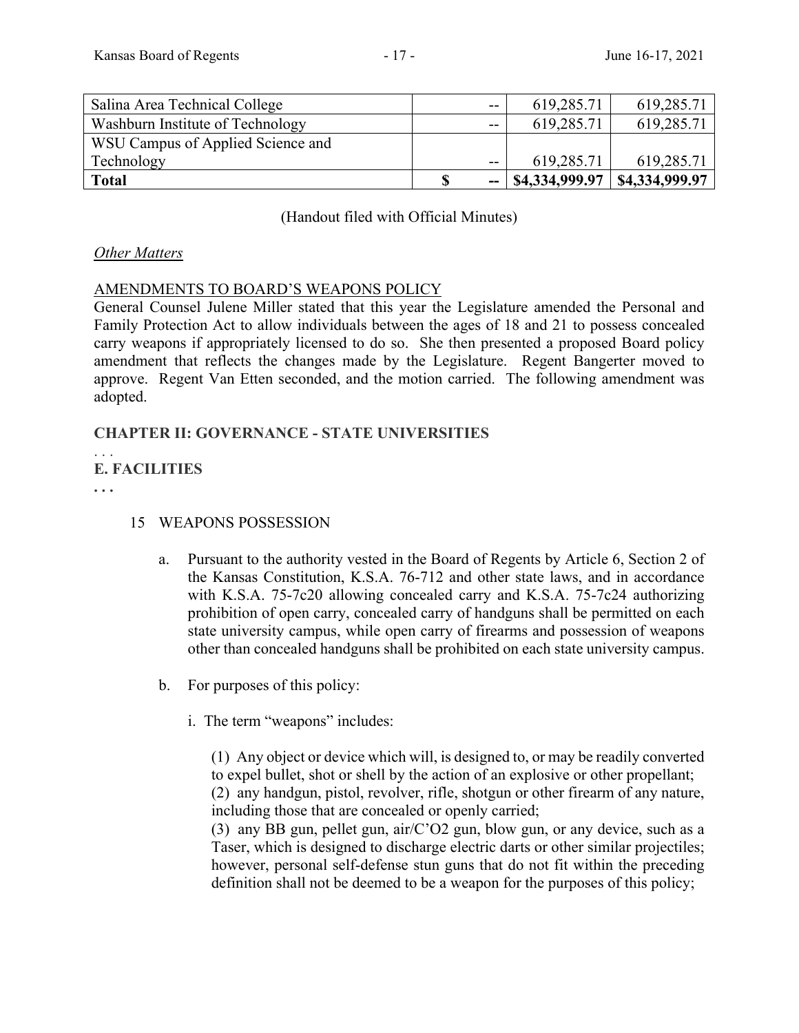| | | | |
|---|---|---|---|
| Salina Area Technical College | -- | 619,285.71 | 619,285.71 |
| Washburn Institute of Technology | -- | 619,285.71 | 619,285.71 |
| WSU Campus of Applied Science and Technology | -- | 619,285.71 | 619,285.71 |
| **Total** | **$ --** | **$4,334,999.97** | **$4,334,999.97** |

(Handout filed with Official Minutes)

*Other Matters*

AMENDMENTS TO BOARD'S WEAPONS POLICY

General Counsel Julene Miller stated that this year the Legislature amended the Personal and Family Protection Act to allow individuals between the ages of 18 and 21 to possess concealed carry weapons if appropriately licensed to do so. She then presented a proposed Board policy amendment that reflects the changes made by the Legislature. Regent Bangerter moved to approve. Regent Van Etten seconded, and the motion carried. The following amendment was adopted.

**CHAPTER II: GOVERNANCE - STATE UNIVERSITIES**

. . .

**E. FACILITIES**

**. . .**

15 WEAPONS POSSESSION

a. Pursuant to the authority vested in the Board of Regents by Article 6, Section 2 of the Kansas Constitution, K.S.A. 76-712 and other state laws, and in accordance with K.S.A. 75-7c20 allowing concealed carry and K.S.A. 75-7c24 authorizing prohibition of open carry, concealed carry of handguns shall be permitted on each state university campus, while open carry of firearms and possession of weapons other than concealed handguns shall be prohibited on each state university campus.

b. For purposes of this policy:

i. The term "weapons" includes:

(1) Any object or device which will, is designed to, or may be readily converted to expel bullet, shot or shell by the action of an explosive or other propellant;
(2) any handgun, pistol, revolver, rifle, shotgun or other firearm of any nature, including those that are concealed or openly carried;
(3) any BB gun, pellet gun, air/C'O2 gun, blow gun, or any device, such as a Taser, which is designed to discharge electric darts or other similar projectiles; however, personal self-defense stun guns that do not fit within the preceding definition shall not be deemed to be a weapon for the purposes of this policy;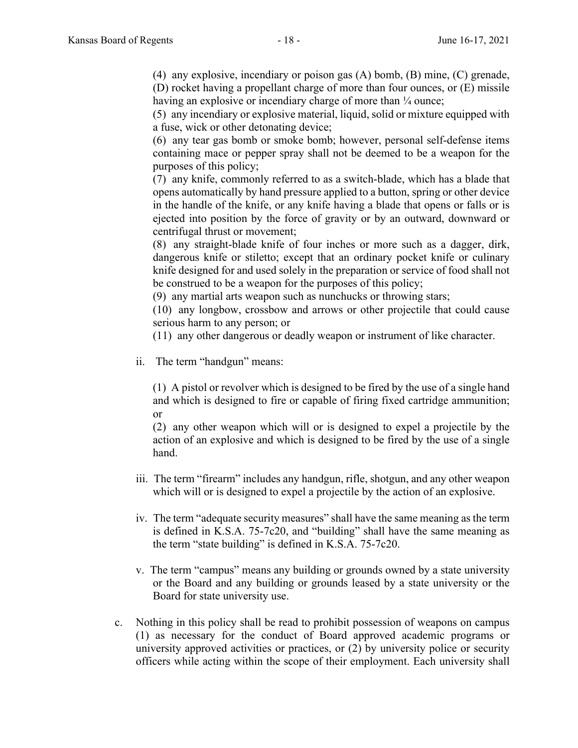(4) any explosive, incendiary or poison gas (A) bomb, (B) mine, (C) grenade, (D) rocket having a propellant charge of more than four ounces, or (E) missile having an explosive or incendiary charge of more than ¼ ounce;

(5) any incendiary or explosive material, liquid, solid or mixture equipped with a fuse, wick or other detonating device;

(6) any tear gas bomb or smoke bomb; however, personal self-defense items containing mace or pepper spray shall not be deemed to be a weapon for the purposes of this policy;

(7) any knife, commonly referred to as a switch-blade, which has a blade that opens automatically by hand pressure applied to a button, spring or other device in the handle of the knife, or any knife having a blade that opens or falls or is ejected into position by the force of gravity or by an outward, downward or centrifugal thrust or movement;

(8) any straight-blade knife of four inches or more such as a dagger, dirk, dangerous knife or stiletto; except that an ordinary pocket knife or culinary knife designed for and used solely in the preparation or service of food shall not be construed to be a weapon for the purposes of this policy;

(9) any martial arts weapon such as nunchucks or throwing stars;

(10) any longbow, crossbow and arrows or other projectile that could cause serious harm to any person; or

(11) any other dangerous or deadly weapon or instrument of like character.

ii. The term "handgun" means:

(1) A pistol or revolver which is designed to be fired by the use of a single hand and which is designed to fire or capable of firing fixed cartridge ammunition; or

(2) any other weapon which will or is designed to expel a projectile by the action of an explosive and which is designed to be fired by the use of a single hand.

iii. The term "firearm" includes any handgun, rifle, shotgun, and any other weapon which will or is designed to expel a projectile by the action of an explosive.

iv. The term "adequate security measures" shall have the same meaning as the term is defined in K.S.A. 75-7c20, and "building" shall have the same meaning as the term "state building" is defined in K.S.A. 75-7c20.

v. The term "campus" means any building or grounds owned by a state university or the Board and any building or grounds leased by a state university or the Board for state university use.

c. Nothing in this policy shall be read to prohibit possession of weapons on campus (1) as necessary for the conduct of Board approved academic programs or university approved activities or practices, or (2) by university police or security officers while acting within the scope of their employment. Each university shall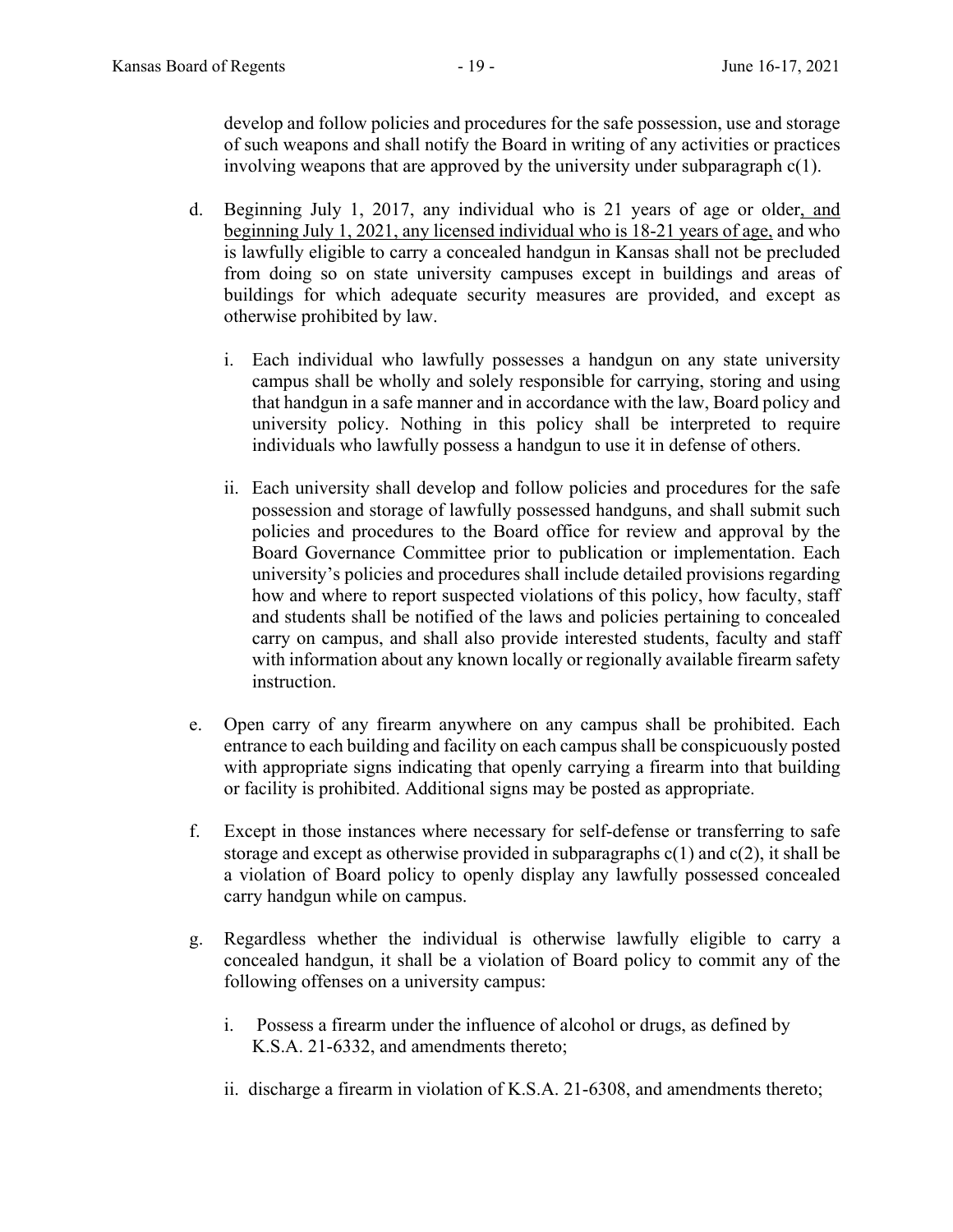develop and follow policies and procedures for the safe possession, use and storage of such weapons and shall notify the Board in writing of any activities or practices involving weapons that are approved by the university under subparagraph c(1).

d. Beginning July 1, 2017, any individual who is 21 years of age or older, and beginning July 1, 2021, any licensed individual who is 18-21 years of age, and who is lawfully eligible to carry a concealed handgun in Kansas shall not be precluded from doing so on state university campuses except in buildings and areas of buildings for which adequate security measures are provided, and except as otherwise prohibited by law.

   i. Each individual who lawfully possesses a handgun on any state university campus shall be wholly and solely responsible for carrying, storing and using that handgun in a safe manner and in accordance with the law, Board policy and university policy. Nothing in this policy shall be interpreted to require individuals who lawfully possess a handgun to use it in defense of others.

   ii. Each university shall develop and follow policies and procedures for the safe possession and storage of lawfully possessed handguns, and shall submit such policies and procedures to the Board office for review and approval by the Board Governance Committee prior to publication or implementation. Each university's policies and procedures shall include detailed provisions regarding how and where to report suspected violations of this policy, how faculty, staff and students shall be notified of the laws and policies pertaining to concealed carry on campus, and shall also provide interested students, faculty and staff with information about any known locally or regionally available firearm safety instruction.

e. Open carry of any firearm anywhere on any campus shall be prohibited. Each entrance to each building and facility on each campus shall be conspicuously posted with appropriate signs indicating that openly carrying a firearm into that building or facility is prohibited. Additional signs may be posted as appropriate.

f. Except in those instances where necessary for self-defense or transferring to safe storage and except as otherwise provided in subparagraphs c(1) and c(2), it shall be a violation of Board policy to openly display any lawfully possessed concealed carry handgun while on campus.

g. Regardless whether the individual is otherwise lawfully eligible to carry a concealed handgun, it shall be a violation of Board policy to commit any of the following offenses on a university campus:

   i. Possess a firearm under the influence of alcohol or drugs, as defined by K.S.A. 21-6332, and amendments thereto;

   ii. discharge a firearm in violation of K.S.A. 21-6308, and amendments thereto;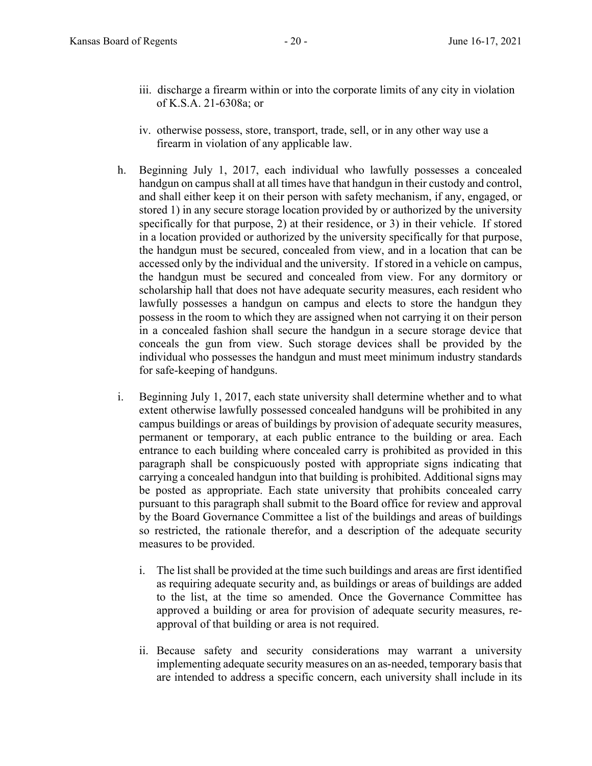iii. discharge a firearm within or into the corporate limits of any city in violation of K.S.A. 21-6308a; or

iv. otherwise possess, store, transport, trade, sell, or in any other way use a firearm in violation of any applicable law.

h. Beginning July 1, 2017, each individual who lawfully possesses a concealed handgun on campus shall at all times have that handgun in their custody and control, and shall either keep it on their person with safety mechanism, if any, engaged, or stored 1) in any secure storage location provided by or authorized by the university specifically for that purpose, 2) at their residence, or 3) in their vehicle. If stored in a location provided or authorized by the university specifically for that purpose, the handgun must be secured, concealed from view, and in a location that can be accessed only by the individual and the university. If stored in a vehicle on campus, the handgun must be secured and concealed from view. For any dormitory or scholarship hall that does not have adequate security measures, each resident who lawfully possesses a handgun on campus and elects to store the handgun they possess in the room to which they are assigned when not carrying it on their person in a concealed fashion shall secure the handgun in a secure storage device that conceals the gun from view. Such storage devices shall be provided by the individual who possesses the handgun and must meet minimum industry standards for safe-keeping of handguns.

i. Beginning July 1, 2017, each state university shall determine whether and to what extent otherwise lawfully possessed concealed handguns will be prohibited in any campus buildings or areas of buildings by provision of adequate security measures, permanent or temporary, at each public entrance to the building or area. Each entrance to each building where concealed carry is prohibited as provided in this paragraph shall be conspicuously posted with appropriate signs indicating that carrying a concealed handgun into that building is prohibited. Additional signs may be posted as appropriate. Each state university that prohibits concealed carry pursuant to this paragraph shall submit to the Board office for review and approval by the Board Governance Committee a list of the buildings and areas of buildings so restricted, the rationale therefor, and a description of the adequate security measures to be provided.

   i. The list shall be provided at the time such buildings and areas are first identified as requiring adequate security and, as buildings or areas of buildings are added to the list, at the time so amended. Once the Governance Committee has approved a building or area for provision of adequate security measures, re-approval of that building or area is not required.

   ii. Because safety and security considerations may warrant a university implementing adequate security measures on an as-needed, temporary basis that are intended to address a specific concern, each university shall include in its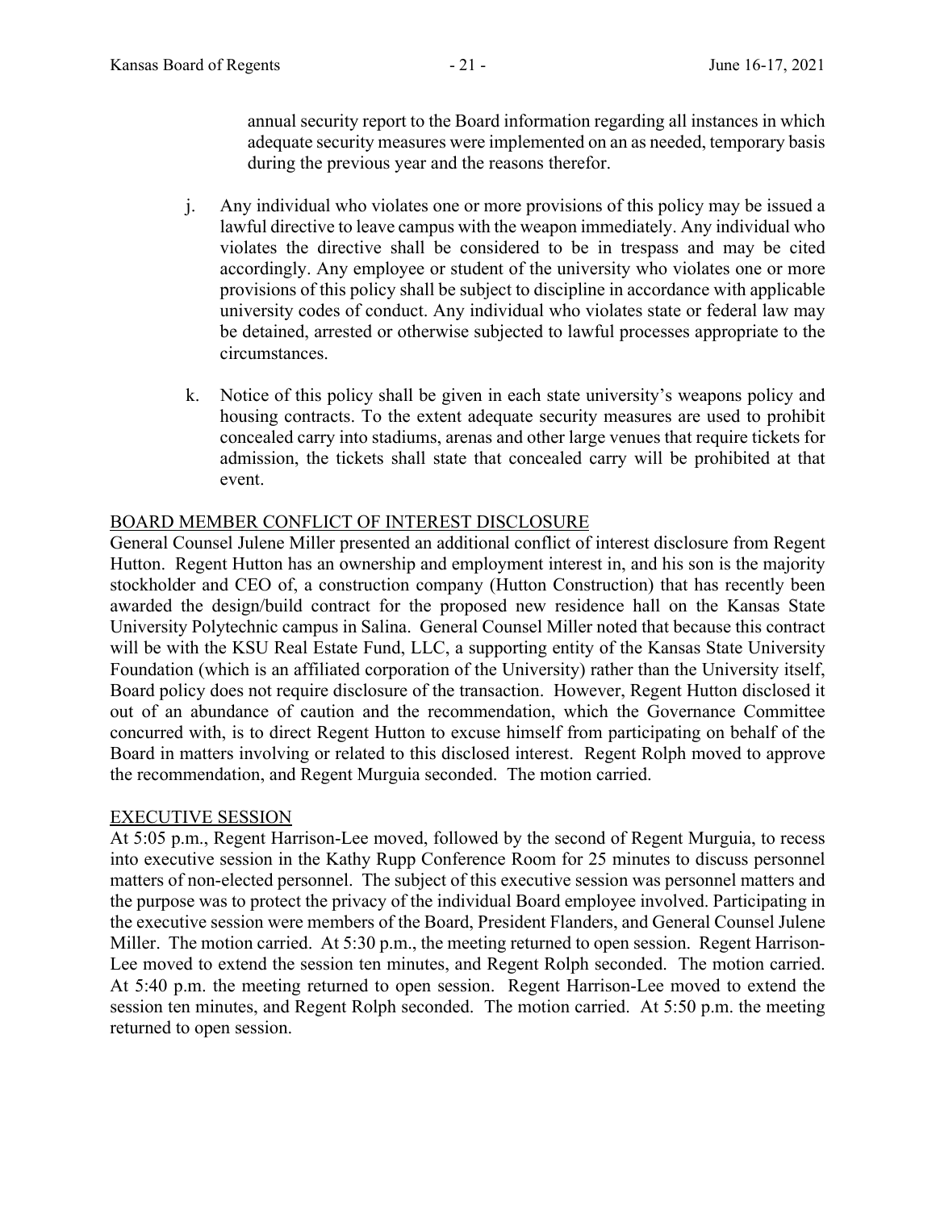annual security report to the Board information regarding all instances in which adequate security measures were implemented on an as needed, temporary basis during the previous year and the reasons therefor.

j. Any individual who violates one or more provisions of this policy may be issued a lawful directive to leave campus with the weapon immediately. Any individual who violates the directive shall be considered to be in trespass and may be cited accordingly. Any employee or student of the university who violates one or more provisions of this policy shall be subject to discipline in accordance with applicable university codes of conduct. Any individual who violates state or federal law may be detained, arrested or otherwise subjected to lawful processes appropriate to the circumstances.

k. Notice of this policy shall be given in each state university's weapons policy and housing contracts. To the extent adequate security measures are used to prohibit concealed carry into stadiums, arenas and other large venues that require tickets for admission, the tickets shall state that concealed carry will be prohibited at that event.

## BOARD MEMBER CONFLICT OF INTEREST DISCLOSURE

General Counsel Julene Miller presented an additional conflict of interest disclosure from Regent Hutton. Regent Hutton has an ownership and employment interest in, and his son is the majority stockholder and CEO of, a construction company (Hutton Construction) that has recently been awarded the design/build contract for the proposed new residence hall on the Kansas State University Polytechnic campus in Salina. General Counsel Miller noted that because this contract will be with the KSU Real Estate Fund, LLC, a supporting entity of the Kansas State University Foundation (which is an affiliated corporation of the University) rather than the University itself, Board policy does not require disclosure of the transaction. However, Regent Hutton disclosed it out of an abundance of caution and the recommendation, which the Governance Committee concurred with, is to direct Regent Hutton to excuse himself from participating on behalf of the Board in matters involving or related to this disclosed interest. Regent Rolph moved to approve the recommendation, and Regent Murguia seconded. The motion carried.

## EXECUTIVE SESSION

At 5:05 p.m., Regent Harrison-Lee moved, followed by the second of Regent Murguia, to recess into executive session in the Kathy Rupp Conference Room for 25 minutes to discuss personnel matters of non-elected personnel. The subject of this executive session was personnel matters and the purpose was to protect the privacy of the individual Board employee involved. Participating in the executive session were members of the Board, President Flanders, and General Counsel Julene Miller. The motion carried. At 5:30 p.m., the meeting returned to open session. Regent Harrison-Lee moved to extend the session ten minutes, and Regent Rolph seconded. The motion carried. At 5:40 p.m. the meeting returned to open session. Regent Harrison-Lee moved to extend the session ten minutes, and Regent Rolph seconded. The motion carried. At 5:50 p.m. the meeting returned to open session.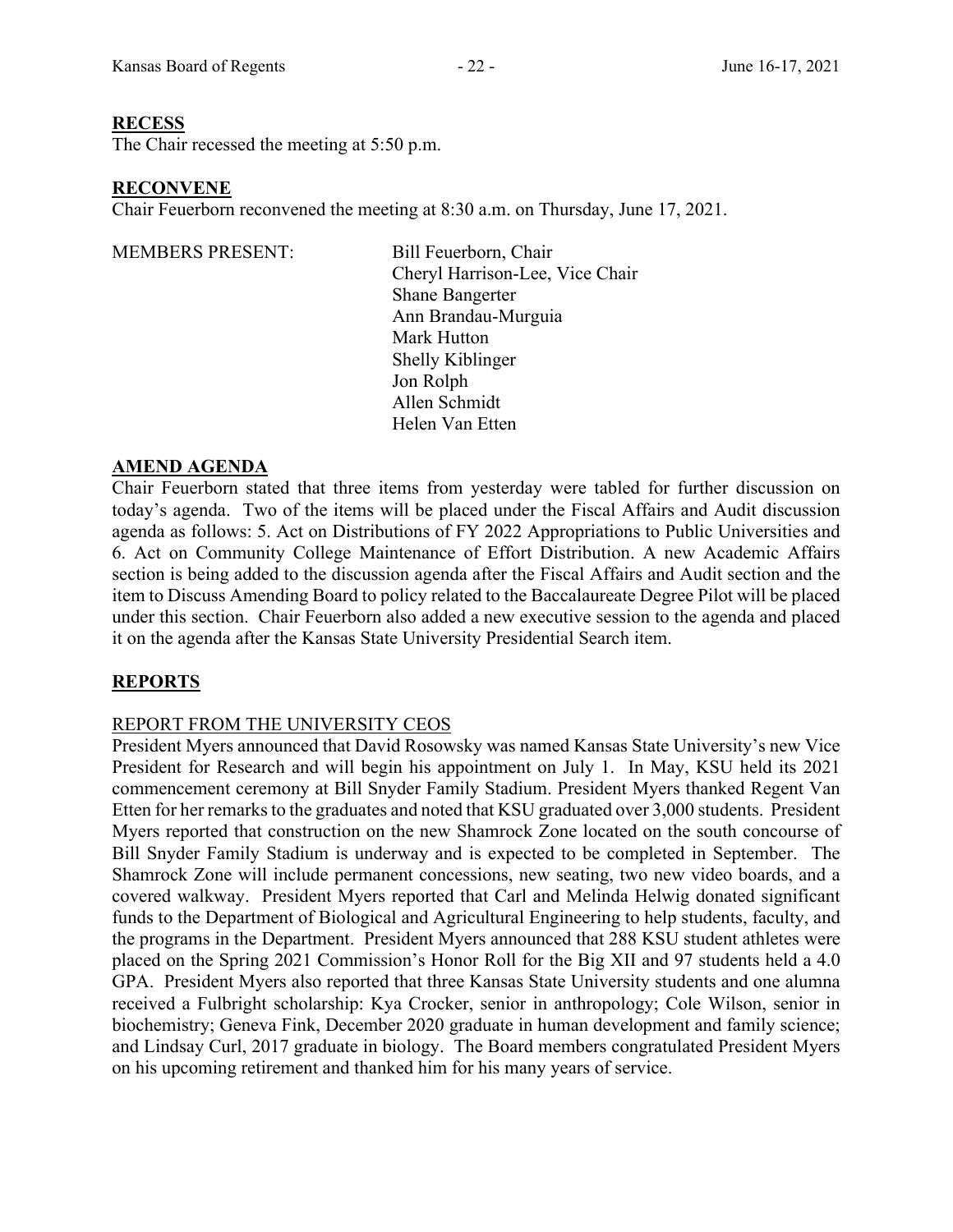**RECESS**

The Chair recessed the meeting at 5:50 p.m.

**RECONVENE**

Chair Feuerborn reconvened the meeting at 8:30 a.m. on Thursday, June 17, 2021.

MEMBERS PRESENT:

Bill Feuerborn, Chair
Cheryl Harrison-Lee, Vice Chair
Shane Bangerter
Ann Brandau-Murguia
Mark Hutton
Shelly Kiblinger
Jon Rolph
Allen Schmidt
Helen Van Etten

**AMEND AGENDA**

Chair Feuerborn stated that three items from yesterday were tabled for further discussion on today's agenda. Two of the items will be placed under the Fiscal Affairs and Audit discussion agenda as follows: 5. Act on Distributions of FY 2022 Appropriations to Public Universities and 6. Act on Community College Maintenance of Effort Distribution. A new Academic Affairs section is being added to the discussion agenda after the Fiscal Affairs and Audit section and the item to Discuss Amending Board to policy related to the Baccalaureate Degree Pilot will be placed under this section. Chair Feuerborn also added a new executive session to the agenda and placed it on the agenda after the Kansas State University Presidential Search item.

**REPORTS**

REPORT FROM THE UNIVERSITY CEOS

President Myers announced that David Rosowsky was named Kansas State University's new Vice President for Research and will begin his appointment on July 1. In May, KSU held its 2021 commencement ceremony at Bill Snyder Family Stadium. President Myers thanked Regent Van Etten for her remarks to the graduates and noted that KSU graduated over 3,000 students. President Myers reported that construction on the new Shamrock Zone located on the south concourse of Bill Snyder Family Stadium is underway and is expected to be completed in September. The Shamrock Zone will include permanent concessions, new seating, two new video boards, and a covered walkway. President Myers reported that Carl and Melinda Helwig donated significant funds to the Department of Biological and Agricultural Engineering to help students, faculty, and the programs in the Department. President Myers announced that 288 KSU student athletes were placed on the Spring 2021 Commission's Honor Roll for the Big XII and 97 students held a 4.0 GPA. President Myers also reported that three Kansas State University students and one alumna received a Fulbright scholarship: Kya Crocker, senior in anthropology; Cole Wilson, senior in biochemistry; Geneva Fink, December 2020 graduate in human development and family science; and Lindsay Curl, 2017 graduate in biology. The Board members congratulated President Myers on his upcoming retirement and thanked him for his many years of service.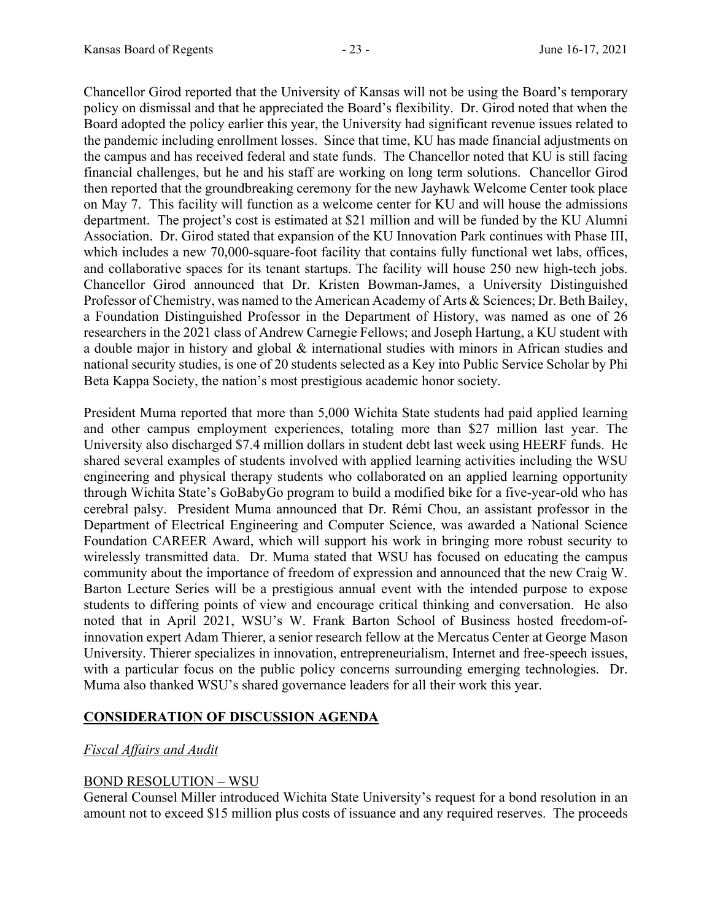Chancellor Girod reported that the University of Kansas will not be using the Board's temporary policy on dismissal and that he appreciated the Board's flexibility. Dr. Girod noted that when the Board adopted the policy earlier this year, the University had significant revenue issues related to the pandemic including enrollment losses. Since that time, KU has made financial adjustments on the campus and has received federal and state funds. The Chancellor noted that KU is still facing financial challenges, but he and his staff are working on long term solutions. Chancellor Girod then reported that the groundbreaking ceremony for the new Jayhawk Welcome Center took place on May 7. This facility will function as a welcome center for KU and will house the admissions department. The project's cost is estimated at $21 million and will be funded by the KU Alumni Association. Dr. Girod stated that expansion of the KU Innovation Park continues with Phase III, which includes a new 70,000-square-foot facility that contains fully functional wet labs, offices, and collaborative spaces for its tenant startups. The facility will house 250 new high-tech jobs. Chancellor Girod announced that Dr. Kristen Bowman-James, a University Distinguished Professor of Chemistry, was named to the American Academy of Arts & Sciences; Dr. Beth Bailey, a Foundation Distinguished Professor in the Department of History, was named as one of 26 researchers in the 2021 class of Andrew Carnegie Fellows; and Joseph Hartung, a KU student with a double major in history and global & international studies with minors in African studies and national security studies, is one of 20 students selected as a Key into Public Service Scholar by Phi Beta Kappa Society, the nation's most prestigious academic honor society.

President Muma reported that more than 5,000 Wichita State students had paid applied learning and other campus employment experiences, totaling more than $27 million last year. The University also discharged $7.4 million dollars in student debt last week using HEERF funds. He shared several examples of students involved with applied learning activities including the WSU engineering and physical therapy students who collaborated on an applied learning opportunity through Wichita State's GoBabyGo program to build a modified bike for a five-year-old who has cerebral palsy. President Muma announced that Dr. Rémi Chou, an assistant professor in the Department of Electrical Engineering and Computer Science, was awarded a National Science Foundation CAREER Award, which will support his work in bringing more robust security to wirelessly transmitted data. Dr. Muma stated that WSU has focused on educating the campus community about the importance of freedom of expression and announced that the new Craig W. Barton Lecture Series will be a prestigious annual event with the intended purpose to expose students to differing points of view and encourage critical thinking and conversation. He also noted that in April 2021, WSU's W. Frank Barton School of Business hosted freedom-of-innovation expert Adam Thierer, a senior research fellow at the Mercatus Center at George Mason University. Thierer specializes in innovation, entrepreneurialism, Internet and free-speech issues, with a particular focus on the public policy concerns surrounding emerging technologies. Dr. Muma also thanked WSU's shared governance leaders for all their work this year.

## CONSIDERATION OF DISCUSSION AGENDA

*Fiscal Affairs and Audit*

BOND RESOLUTION – WSU

General Counsel Miller introduced Wichita State University's request for a bond resolution in an amount not to exceed $15 million plus costs of issuance and any required reserves. The proceeds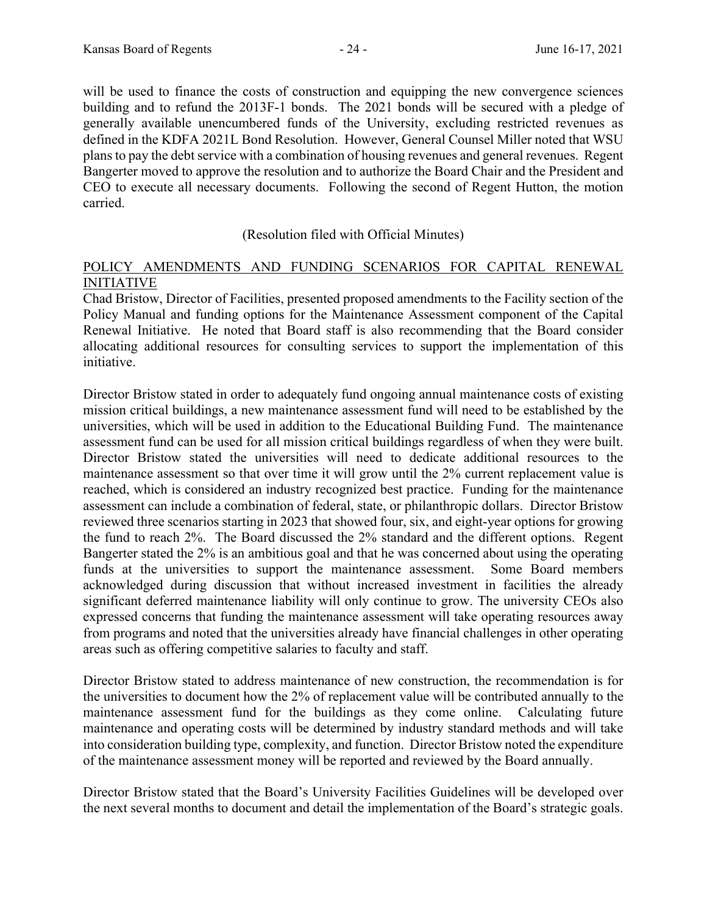will be used to finance the costs of construction and equipping the new convergence sciences building and to refund the 2013F-1 bonds. The 2021 bonds will be secured with a pledge of generally available unencumbered funds of the University, excluding restricted revenues as defined in the KDFA 2021L Bond Resolution. However, General Counsel Miller noted that WSU plans to pay the debt service with a combination of housing revenues and general revenues. Regent Bangerter moved to approve the resolution and to authorize the Board Chair and the President and CEO to execute all necessary documents. Following the second of Regent Hutton, the motion carried.

(Resolution filed with Official Minutes)

POLICY AMENDMENTS AND FUNDING SCENARIOS FOR CAPITAL RENEWAL INITIATIVE

Chad Bristow, Director of Facilities, presented proposed amendments to the Facility section of the Policy Manual and funding options for the Maintenance Assessment component of the Capital Renewal Initiative. He noted that Board staff is also recommending that the Board consider allocating additional resources for consulting services to support the implementation of this initiative.

Director Bristow stated in order to adequately fund ongoing annual maintenance costs of existing mission critical buildings, a new maintenance assessment fund will need to be established by the universities, which will be used in addition to the Educational Building Fund. The maintenance assessment fund can be used for all mission critical buildings regardless of when they were built. Director Bristow stated the universities will need to dedicate additional resources to the maintenance assessment so that over time it will grow until the 2% current replacement value is reached, which is considered an industry recognized best practice. Funding for the maintenance assessment can include a combination of federal, state, or philanthropic dollars. Director Bristow reviewed three scenarios starting in 2023 that showed four, six, and eight-year options for growing the fund to reach 2%. The Board discussed the 2% standard and the different options. Regent Bangerter stated the 2% is an ambitious goal and that he was concerned about using the operating funds at the universities to support the maintenance assessment. Some Board members acknowledged during discussion that without increased investment in facilities the already significant deferred maintenance liability will only continue to grow. The university CEOs also expressed concerns that funding the maintenance assessment will take operating resources away from programs and noted that the universities already have financial challenges in other operating areas such as offering competitive salaries to faculty and staff.

Director Bristow stated to address maintenance of new construction, the recommendation is for the universities to document how the 2% of replacement value will be contributed annually to the maintenance assessment fund for the buildings as they come online. Calculating future maintenance and operating costs will be determined by industry standard methods and will take into consideration building type, complexity, and function. Director Bristow noted the expenditure of the maintenance assessment money will be reported and reviewed by the Board annually.

Director Bristow stated that the Board's University Facilities Guidelines will be developed over the next several months to document and detail the implementation of the Board's strategic goals.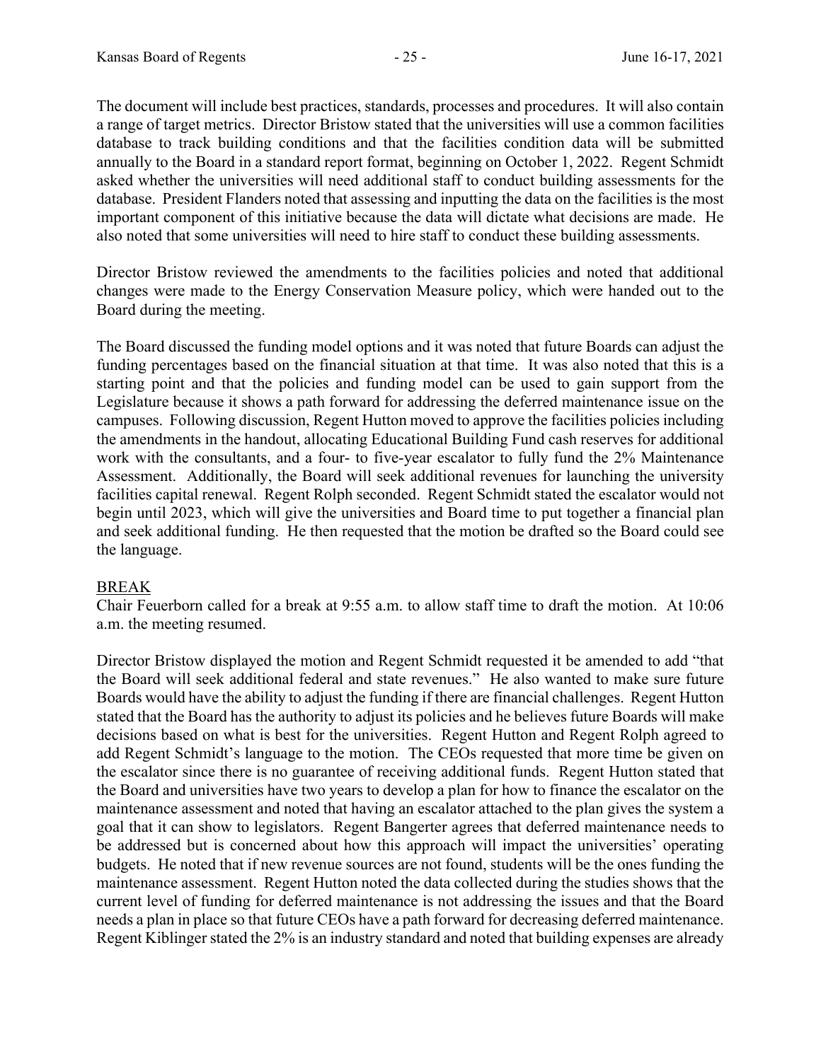The document will include best practices, standards, processes and procedures. It will also contain a range of target metrics. Director Bristow stated that the universities will use a common facilities database to track building conditions and that the facilities condition data will be submitted annually to the Board in a standard report format, beginning on October 1, 2022. Regent Schmidt asked whether the universities will need additional staff to conduct building assessments for the database. President Flanders noted that assessing and inputting the data on the facilities is the most important component of this initiative because the data will dictate what decisions are made. He also noted that some universities will need to hire staff to conduct these building assessments.

Director Bristow reviewed the amendments to the facilities policies and noted that additional changes were made to the Energy Conservation Measure policy, which were handed out to the Board during the meeting.

The Board discussed the funding model options and it was noted that future Boards can adjust the funding percentages based on the financial situation at that time. It was also noted that this is a starting point and that the policies and funding model can be used to gain support from the Legislature because it shows a path forward for addressing the deferred maintenance issue on the campuses. Following discussion, Regent Hutton moved to approve the facilities policies including the amendments in the handout, allocating Educational Building Fund cash reserves for additional work with the consultants, and a four- to five-year escalator to fully fund the 2% Maintenance Assessment. Additionally, the Board will seek additional revenues for launching the university facilities capital renewal. Regent Rolph seconded. Regent Schmidt stated the escalator would not begin until 2023, which will give the universities and Board time to put together a financial plan and seek additional funding. He then requested that the motion be drafted so the Board could see the language.

<u>BREAK</u>

Chair Feuerborn called for a break at 9:55 a.m. to allow staff time to draft the motion. At 10:06 a.m. the meeting resumed.

Director Bristow displayed the motion and Regent Schmidt requested it be amended to add "that the Board will seek additional federal and state revenues." He also wanted to make sure future Boards would have the ability to adjust the funding if there are financial challenges. Regent Hutton stated that the Board has the authority to adjust its policies and he believes future Boards will make decisions based on what is best for the universities. Regent Hutton and Regent Rolph agreed to add Regent Schmidt's language to the motion. The CEOs requested that more time be given on the escalator since there is no guarantee of receiving additional funds. Regent Hutton stated that the Board and universities have two years to develop a plan for how to finance the escalator on the maintenance assessment and noted that having an escalator attached to the plan gives the system a goal that it can show to legislators. Regent Bangerter agrees that deferred maintenance needs to be addressed but is concerned about how this approach will impact the universities' operating budgets. He noted that if new revenue sources are not found, students will be the ones funding the maintenance assessment. Regent Hutton noted the data collected during the studies shows that the current level of funding for deferred maintenance is not addressing the issues and that the Board needs a plan in place so that future CEOs have a path forward for decreasing deferred maintenance. Regent Kiblinger stated the 2% is an industry standard and noted that building expenses are already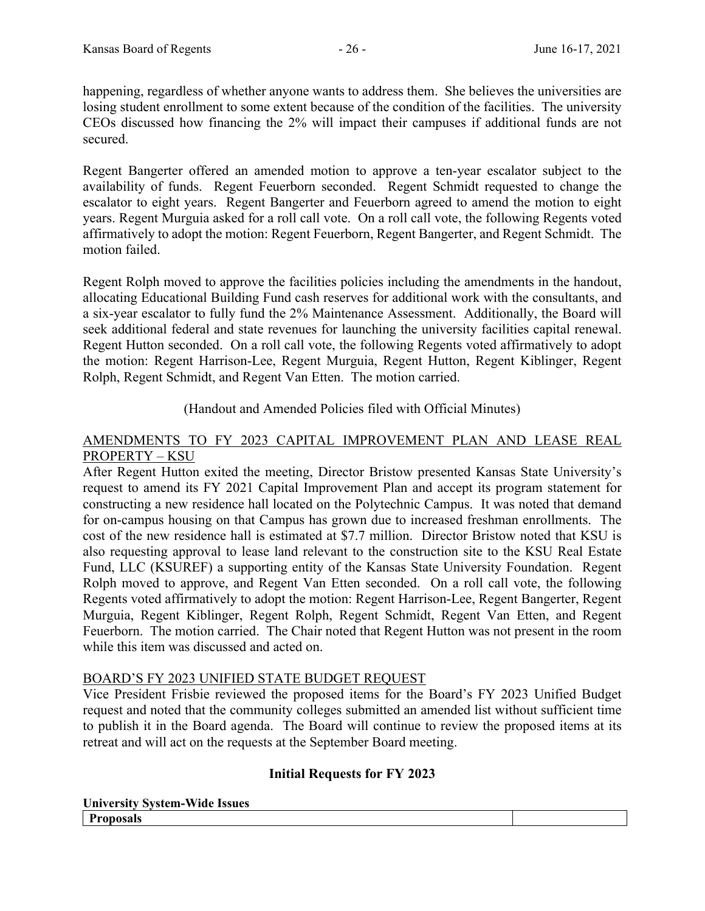happening, regardless of whether anyone wants to address them. She believes the universities are losing student enrollment to some extent because of the condition of the facilities. The university CEOs discussed how financing the 2% will impact their campuses if additional funds are not secured.

Regent Bangerter offered an amended motion to approve a ten-year escalator subject to the availability of funds. Regent Feuerborn seconded. Regent Schmidt requested to change the escalator to eight years. Regent Bangerter and Feuerborn agreed to amend the motion to eight years. Regent Murguia asked for a roll call vote. On a roll call vote, the following Regents voted affirmatively to adopt the motion: Regent Feuerborn, Regent Bangerter, and Regent Schmidt. The motion failed.

Regent Rolph moved to approve the facilities policies including the amendments in the handout, allocating Educational Building Fund cash reserves for additional work with the consultants, and a six-year escalator to fully fund the 2% Maintenance Assessment. Additionally, the Board will seek additional federal and state revenues for launching the university facilities capital renewal. Regent Hutton seconded. On a roll call vote, the following Regents voted affirmatively to adopt the motion: Regent Harrison-Lee, Regent Murguia, Regent Hutton, Regent Kiblinger, Regent Rolph, Regent Schmidt, and Regent Van Etten. The motion carried.

(Handout and Amended Policies filed with Official Minutes)

AMENDMENTS TO FY 2023 CAPITAL IMPROVEMENT PLAN AND LEASE REAL PROPERTY – KSU

After Regent Hutton exited the meeting, Director Bristow presented Kansas State University's request to amend its FY 2021 Capital Improvement Plan and accept its program statement for constructing a new residence hall located on the Polytechnic Campus. It was noted that demand for on-campus housing on that Campus has grown due to increased freshman enrollments. The cost of the new residence hall is estimated at $7.7 million. Director Bristow noted that KSU is also requesting approval to lease land relevant to the construction site to the KSU Real Estate Fund, LLC (KSUREF) a supporting entity of the Kansas State University Foundation. Regent Rolph moved to approve, and Regent Van Etten seconded. On a roll call vote, the following Regents voted affirmatively to adopt the motion: Regent Harrison-Lee, Regent Bangerter, Regent Murguia, Regent Kiblinger, Regent Rolph, Regent Schmidt, Regent Van Etten, and Regent Feuerborn. The motion carried. The Chair noted that Regent Hutton was not present in the room while this item was discussed and acted on.

BOARD'S FY 2023 UNIFIED STATE BUDGET REQUEST

Vice President Frisbie reviewed the proposed items for the Board's FY 2023 Unified Budget request and noted that the community colleges submitted an amended list without sufficient time to publish it in the Board agenda. The Board will continue to review the proposed items at its retreat and will act on the requests at the September Board meeting.

**Initial Requests for FY 2023**

**University System-Wide Issues**

| **Proposals** | |
|---|---|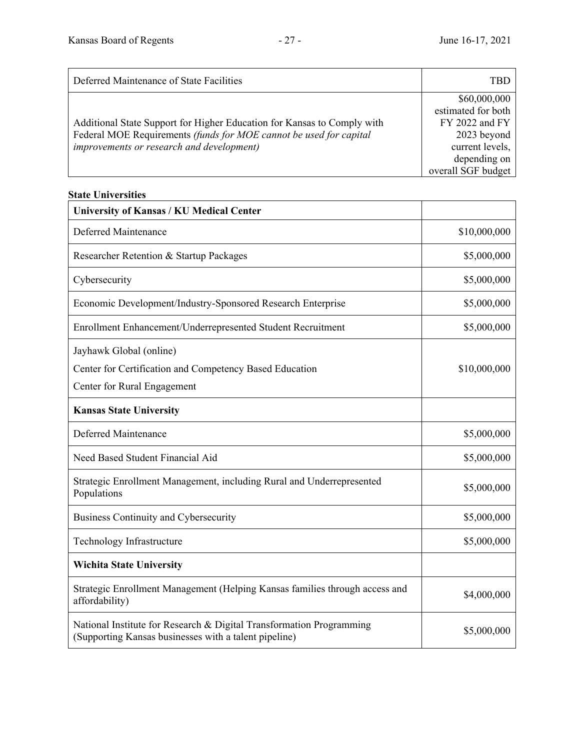| | |
|---|---|
| Deferred Maintenance of State Facilities | TBD |
| Additional State Support for Higher Education for Kansas to Comply with Federal MOE Requirements *(funds for MOE cannot be used for capital improvements or research and development)* | $60,000,000 estimated for both FY 2022 and FY 2023 beyond current levels, depending on overall SGF budget |

**State Universities**

| | |
|---|---|
| **University of Kansas / KU Medical Center** | |
| Deferred Maintenance | $10,000,000 |
| Researcher Retention & Startup Packages | $5,000,000 |
| Cybersecurity | $5,000,000 |
| Economic Development/Industry-Sponsored Research Enterprise | $5,000,000 |
| Enrollment Enhancement/Underrepresented Student Recruitment | $5,000,000 |
| Jayhawk Global (online)<br>Center for Certification and Competency Based Education<br>Center for Rural Engagement | $10,000,000 |
| **Kansas State University** | |
| Deferred Maintenance | $5,000,000 |
| Need Based Student Financial Aid | $5,000,000 |
| Strategic Enrollment Management, including Rural and Underrepresented Populations | $5,000,000 |
| Business Continuity and Cybersecurity | $5,000,000 |
| Technology Infrastructure | $5,000,000 |
| **Wichita State University** | |
| Strategic Enrollment Management (Helping Kansas families through access and affordability) | $4,000,000 |
| National Institute for Research & Digital Transformation Programming (Supporting Kansas businesses with a talent pipeline) | $5,000,000 |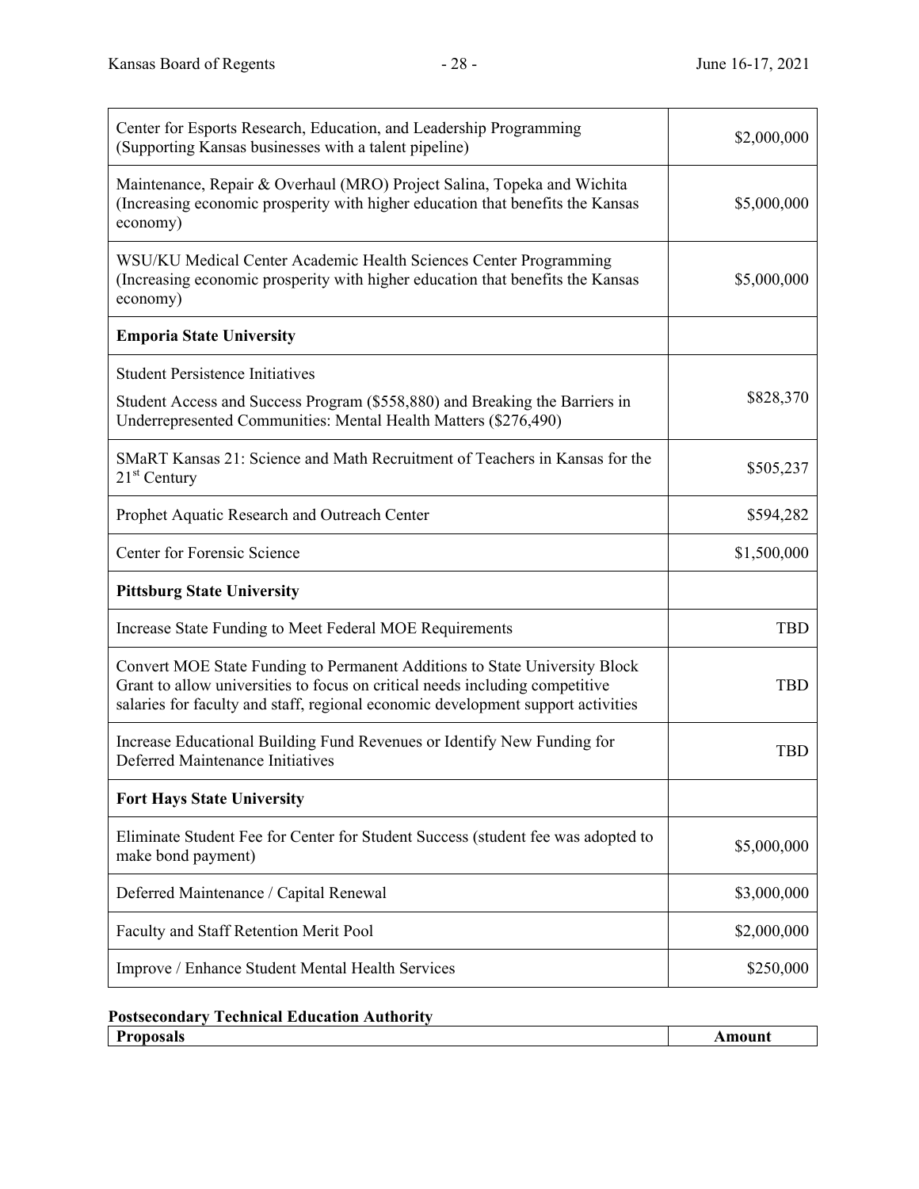| | |
|---|---|
| Center for Esports Research, Education, and Leadership Programming (Supporting Kansas businesses with a talent pipeline) | \$2,000,000 |
| Maintenance, Repair & Overhaul (MRO) Project Salina, Topeka and Wichita (Increasing economic prosperity with higher education that benefits the Kansas economy) | \$5,000,000 |
| WSU/KU Medical Center Academic Health Sciences Center Programming (Increasing economic prosperity with higher education that benefits the Kansas economy) | \$5,000,000 |
| **Emporia State University** | |
| Student Persistence Initiatives<br>Student Access and Success Program (\$558,880) and Breaking the Barriers in Underrepresented Communities: Mental Health Matters (\$276,490) | \$828,370 |
| SMaRT Kansas 21: Science and Math Recruitment of Teachers in Kansas for the 21st Century | \$505,237 |
| Prophet Aquatic Research and Outreach Center | \$594,282 |
| Center for Forensic Science | \$1,500,000 |
| **Pittsburg State University** | |
| Increase State Funding to Meet Federal MOE Requirements | TBD |
| Convert MOE State Funding to Permanent Additions to State University Block Grant to allow universities to focus on critical needs including competitive salaries for faculty and staff, regional economic development support activities | TBD |
| Increase Educational Building Fund Revenues or Identify New Funding for Deferred Maintenance Initiatives | TBD |
| **Fort Hays State University** | |
| Eliminate Student Fee for Center for Student Success (student fee was adopted to make bond payment) | \$5,000,000 |
| Deferred Maintenance / Capital Renewal | \$3,000,000 |
| Faculty and Staff Retention Merit Pool | \$2,000,000 |
| Improve / Enhance Student Mental Health Services | \$250,000 |

**Postsecondary Technical Education Authority**

| **Proposals** | **Amount** |
|---|---|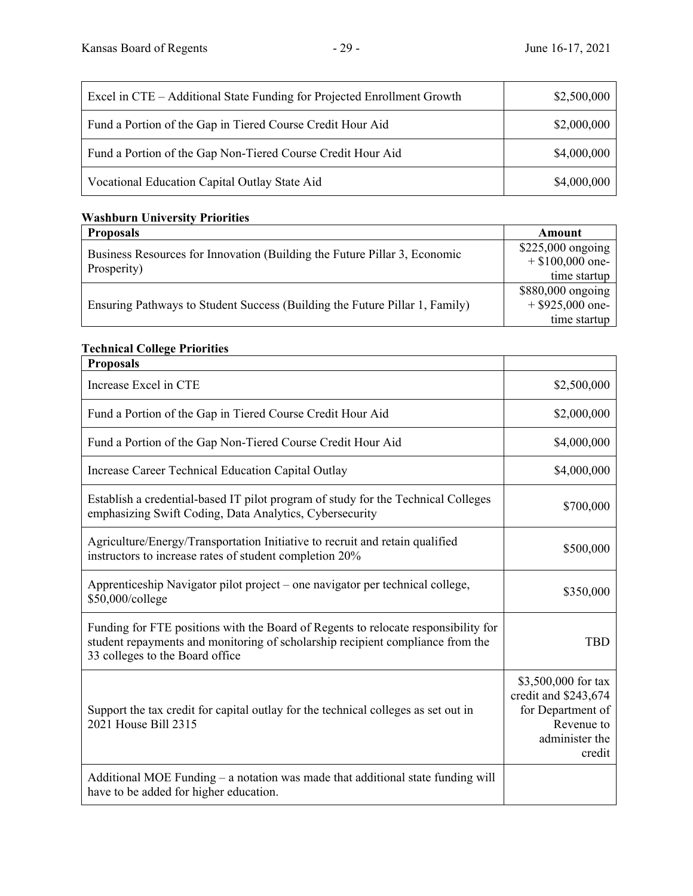| | |
|---|---|
| Excel in CTE – Additional State Funding for Projected Enrollment Growth | $2,500,000 |
| Fund a Portion of the Gap in Tiered Course Credit Hour Aid | $2,000,000 |
| Fund a Portion of the Gap Non-Tiered Course Credit Hour Aid | $4,000,000 |
| Vocational Education Capital Outlay State Aid | $4,000,000 |

**Washburn University Priorities**

| Proposals | Amount |
|---|---|
| Business Resources for Innovation (Building the Future Pillar 3, Economic Prosperity) | $225,000 ongoing + $100,000 one-time startup |
| Ensuring Pathways to Student Success (Building the Future Pillar 1, Family) | $880,000 ongoing + $925,000 one-time startup |

**Technical College Priorities**

| Proposals | |
|---|---|
| Increase Excel in CTE | $2,500,000 |
| Fund a Portion of the Gap in Tiered Course Credit Hour Aid | $2,000,000 |
| Fund a Portion of the Gap Non-Tiered Course Credit Hour Aid | $4,000,000 |
| Increase Career Technical Education Capital Outlay | $4,000,000 |
| Establish a credential-based IT pilot program of study for the Technical Colleges emphasizing Swift Coding, Data Analytics, Cybersecurity | $700,000 |
| Agriculture/Energy/Transportation Initiative to recruit and retain qualified instructors to increase rates of student completion 20% | $500,000 |
| Apprenticeship Navigator pilot project – one navigator per technical college, $50,000/college | $350,000 |
| Funding for FTE positions with the Board of Regents to relocate responsibility for student repayments and monitoring of scholarship recipient compliance from the 33 colleges to the Board office | TBD |
| Support the tax credit for capital outlay for the technical colleges as set out in 2021 House Bill 2315 | $3,500,000 for tax credit and $243,674 for Department of Revenue to administer the credit |
| Additional MOE Funding – a notation was made that additional state funding will have to be added for higher education. | |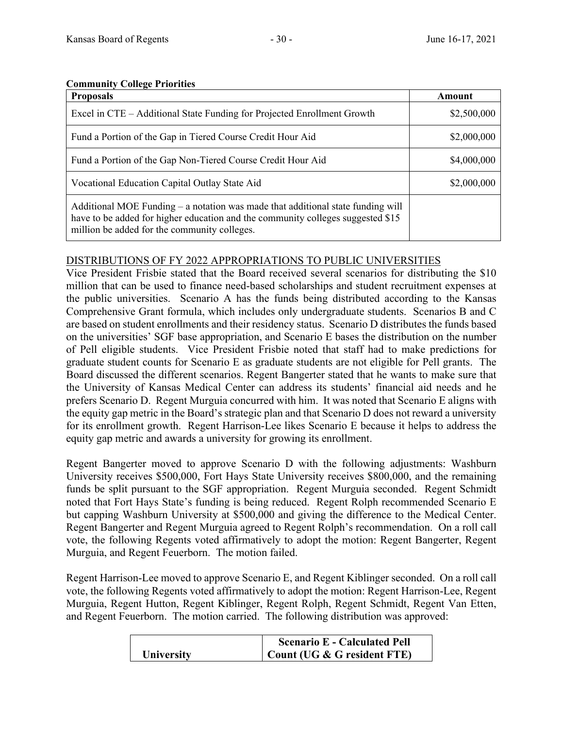**Community College Priorities**

| Proposals | Amount |
|---|---|
| Excel in CTE – Additional State Funding for Projected Enrollment Growth | $2,500,000 |
| Fund a Portion of the Gap in Tiered Course Credit Hour Aid | $2,000,000 |
| Fund a Portion of the Gap Non-Tiered Course Credit Hour Aid | $4,000,000 |
| Vocational Education Capital Outlay State Aid | $2,000,000 |
| Additional MOE Funding – a notation was made that additional state funding will have to be added for higher education and the community colleges suggested $15 million be added for the community colleges. | |

DISTRIBUTIONS OF FY 2022 APPROPRIATIONS TO PUBLIC UNIVERSITIES

Vice President Frisbie stated that the Board received several scenarios for distributing the $10 million that can be used to finance need-based scholarships and student recruitment expenses at the public universities. Scenario A has the funds being distributed according to the Kansas Comprehensive Grant formula, which includes only undergraduate students. Scenarios B and C are based on student enrollments and their residency status. Scenario D distributes the funds based on the universities' SGF base appropriation, and Scenario E bases the distribution on the number of Pell eligible students. Vice President Frisbie noted that staff had to make predictions for graduate student counts for Scenario E as graduate students are not eligible for Pell grants. The Board discussed the different scenarios. Regent Bangerter stated that he wants to make sure that the University of Kansas Medical Center can address its students' financial aid needs and he prefers Scenario D. Regent Murguia concurred with him. It was noted that Scenario E aligns with the equity gap metric in the Board's strategic plan and that Scenario D does not reward a university for its enrollment growth. Regent Harrison-Lee likes Scenario E because it helps to address the equity gap metric and awards a university for growing its enrollment.

Regent Bangerter moved to approve Scenario D with the following adjustments: Washburn University receives $500,000, Fort Hays State University receives $800,000, and the remaining funds be split pursuant to the SGF appropriation. Regent Murguia seconded. Regent Schmidt noted that Fort Hays State's funding is being reduced. Regent Rolph recommended Scenario E but capping Washburn University at $500,000 and giving the difference to the Medical Center. Regent Bangerter and Regent Murguia agreed to Regent Rolph's recommendation. On a roll call vote, the following Regents voted affirmatively to adopt the motion: Regent Bangerter, Regent Murguia, and Regent Feuerborn. The motion failed.

Regent Harrison-Lee moved to approve Scenario E, and Regent Kiblinger seconded. On a roll call vote, the following Regents voted affirmatively to adopt the motion: Regent Harrison-Lee, Regent Murguia, Regent Hutton, Regent Kiblinger, Regent Rolph, Regent Schmidt, Regent Van Etten, and Regent Feuerborn. The motion carried. The following distribution was approved:

| University | Scenario E - Calculated Pell Count (UG & G resident FTE) |
|---|---|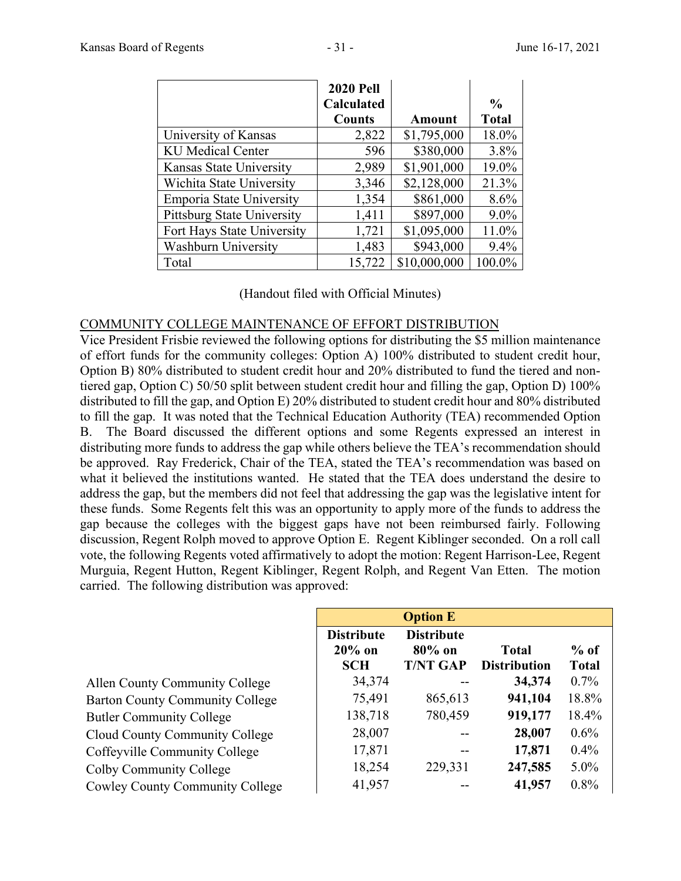| | 2020 Pell Calculated Counts | Amount | % Total |
|---|---|---|---|
| University of Kansas | 2,822 | $1,795,000 | 18.0% |
| KU Medical Center | 596 | $380,000 | 3.8% |
| Kansas State University | 2,989 | $1,901,000 | 19.0% |
| Wichita State University | 3,346 | $2,128,000 | 21.3% |
| Emporia State University | 1,354 | $861,000 | 8.6% |
| Pittsburg State University | 1,411 | $897,000 | 9.0% |
| Fort Hays State University | 1,721 | $1,095,000 | 11.0% |
| Washburn University | 1,483 | $943,000 | 9.4% |
| Total | 15,722 | $10,000,000 | 100.0% |

(Handout filed with Official Minutes)

COMMUNITY COLLEGE MAINTENANCE OF EFFORT DISTRIBUTION

Vice President Frisbie reviewed the following options for distributing the $5 million maintenance of effort funds for the community colleges: Option A) 100% distributed to student credit hour, Option B) 80% distributed to student credit hour and 20% distributed to fund the tiered and non-tiered gap, Option C) 50/50 split between student credit hour and filling the gap, Option D) 100% distributed to fill the gap, and Option E) 20% distributed to student credit hour and 80% distributed to fill the gap. It was noted that the Technical Education Authority (TEA) recommended Option B. The Board discussed the different options and some Regents expressed an interest in distributing more funds to address the gap while others believe the TEA's recommendation should be approved. Ray Frederick, Chair of the TEA, stated the TEA's recommendation was based on what it believed the institutions wanted. He stated that the TEA does understand the desire to address the gap, but the members did not feel that addressing the gap was the legislative intent for these funds. Some Regents felt this was an opportunity to apply more of the funds to address the gap because the colleges with the biggest gaps have not been reimbursed fairly. Following discussion, Regent Rolph moved to approve Option E. Regent Kiblinger seconded. On a roll call vote, the following Regents voted affirmatively to adopt the motion: Regent Harrison-Lee, Regent Murguia, Regent Hutton, Regent Kiblinger, Regent Rolph, and Regent Van Etten. The motion carried. The following distribution was approved:

| | **Option E** | | | |
|---|---|---|---|---|
| | **Distribute 20% on SCH** | **Distribute 80% on T/NT GAP** | **Total Distribution** | **% of Total** |
| Allen County Community College | 34,374 | -- | **34,374** | 0.7% |
| Barton County Community College | 75,491 | 865,613 | **941,104** | 18.8% |
| Butler Community College | 138,718 | 780,459 | **919,177** | 18.4% |
| Cloud County Community College | 28,007 | -- | **28,007** | 0.6% |
| Coffeyville Community College | 17,871 | -- | **17,871** | 0.4% |
| Colby Community College | 18,254 | 229,331 | **247,585** | 5.0% |
| Cowley County Community College | 41,957 | -- | **41,957** | 0.8% |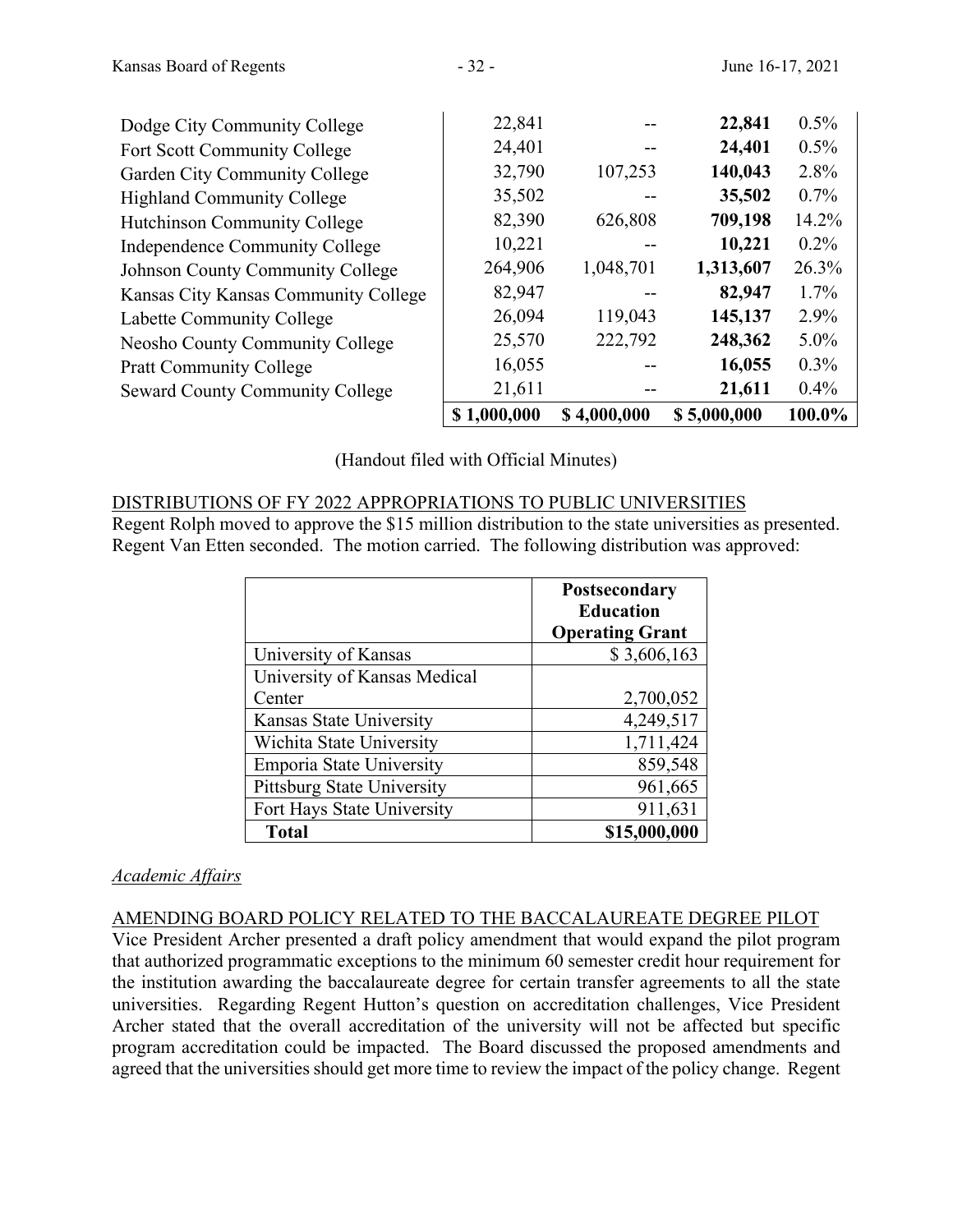| | | | | |
|---|---|---|---|---|
| Dodge City Community College | 22,841 | -- | **22,841** | 0.5% |
| Fort Scott Community College | 24,401 | -- | **24,401** | 0.5% |
| Garden City Community College | 32,790 | 107,253 | **140,043** | 2.8% |
| Highland Community College | 35,502 | -- | **35,502** | 0.7% |
| Hutchinson Community College | 82,390 | 626,808 | **709,198** | 14.2% |
| Independence Community College | 10,221 | -- | **10,221** | 0.2% |
| Johnson County Community College | 264,906 | 1,048,701 | **1,313,607** | 26.3% |
| Kansas City Kansas Community College | 82,947 | -- | **82,947** | 1.7% |
| Labette Community College | 26,094 | 119,043 | **145,137** | 2.9% |
| Neosho County Community College | 25,570 | 222,792 | **248,362** | 5.0% |
| Pratt Community College | 16,055 | -- | **16,055** | 0.3% |
| Seward County Community College | 21,611 | -- | **21,611** | 0.4% |
| | **$ 1,000,000** | **$ 4,000,000** | **$ 5,000,000** | **100.0%** |

(Handout filed with Official Minutes)

DISTRIBUTIONS OF FY 2022 APPROPRIATIONS TO PUBLIC UNIVERSITIES

Regent Rolph moved to approve the $15 million distribution to the state universities as presented. Regent Van Etten seconded. The motion carried. The following distribution was approved:

| | **Postsecondary Education Operating Grant** |
|---|---|
| University of Kansas | $ 3,606,163 |
| University of Kansas Medical Center | 2,700,052 |
| Kansas State University | 4,249,517 |
| Wichita State University | 1,711,424 |
| Emporia State University | 859,548 |
| Pittsburg State University | 961,665 |
| Fort Hays State University | 911,631 |
| **Total** | **$15,000,000** |

*Academic Affairs*

AMENDING BOARD POLICY RELATED TO THE BACCALAUREATE DEGREE PILOT

Vice President Archer presented a draft policy amendment that would expand the pilot program that authorized programmatic exceptions to the minimum 60 semester credit hour requirement for the institution awarding the baccalaureate degree for certain transfer agreements to all the state universities. Regarding Regent Hutton's question on accreditation challenges, Vice President Archer stated that the overall accreditation of the university will not be affected but specific program accreditation could be impacted. The Board discussed the proposed amendments and agreed that the universities should get more time to review the impact of the policy change. Regent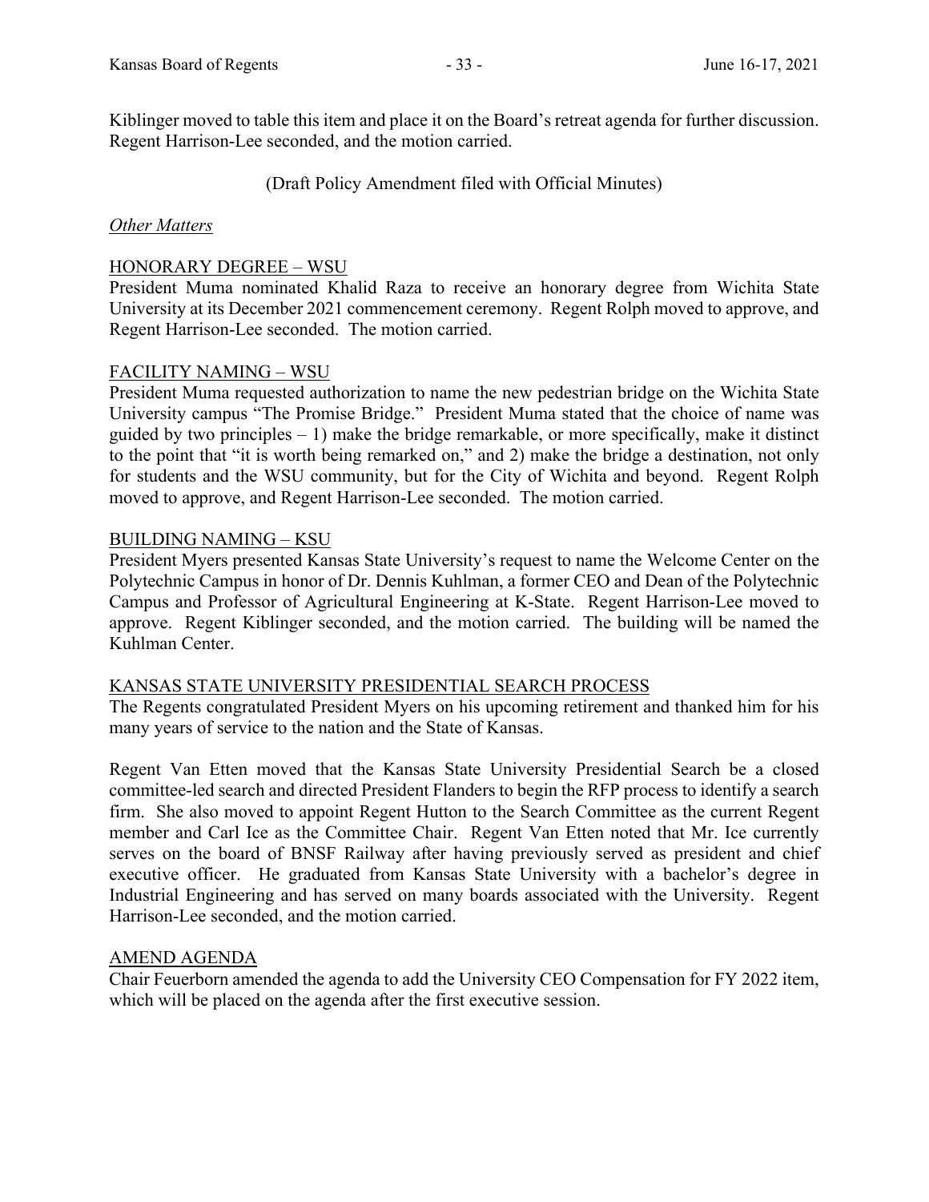Kiblinger moved to table this item and place it on the Board's retreat agenda for further discussion. Regent Harrison-Lee seconded, and the motion carried.

(Draft Policy Amendment filed with Official Minutes)

*Other Matters*

HONORARY DEGREE – WSU

President Muma nominated Khalid Raza to receive an honorary degree from Wichita State University at its December 2021 commencement ceremony. Regent Rolph moved to approve, and Regent Harrison-Lee seconded. The motion carried.

FACILITY NAMING – WSU

President Muma requested authorization to name the new pedestrian bridge on the Wichita State University campus "The Promise Bridge." President Muma stated that the choice of name was guided by two principles – 1) make the bridge remarkable, or more specifically, make it distinct to the point that "it is worth being remarked on," and 2) make the bridge a destination, not only for students and the WSU community, but for the City of Wichita and beyond. Regent Rolph moved to approve, and Regent Harrison-Lee seconded. The motion carried.

BUILDING NAMING – KSU

President Myers presented Kansas State University's request to name the Welcome Center on the Polytechnic Campus in honor of Dr. Dennis Kuhlman, a former CEO and Dean of the Polytechnic Campus and Professor of Agricultural Engineering at K-State. Regent Harrison-Lee moved to approve. Regent Kiblinger seconded, and the motion carried. The building will be named the Kuhlman Center.

KANSAS STATE UNIVERSITY PRESIDENTIAL SEARCH PROCESS

The Regents congratulated President Myers on his upcoming retirement and thanked him for his many years of service to the nation and the State of Kansas.

Regent Van Etten moved that the Kansas State University Presidential Search be a closed committee-led search and directed President Flanders to begin the RFP process to identify a search firm. She also moved to appoint Regent Hutton to the Search Committee as the current Regent member and Carl Ice as the Committee Chair. Regent Van Etten noted that Mr. Ice currently serves on the board of BNSF Railway after having previously served as president and chief executive officer. He graduated from Kansas State University with a bachelor's degree in Industrial Engineering and has served on many boards associated with the University. Regent Harrison-Lee seconded, and the motion carried.

AMEND AGENDA

Chair Feuerborn amended the agenda to add the University CEO Compensation for FY 2022 item, which will be placed on the agenda after the first executive session.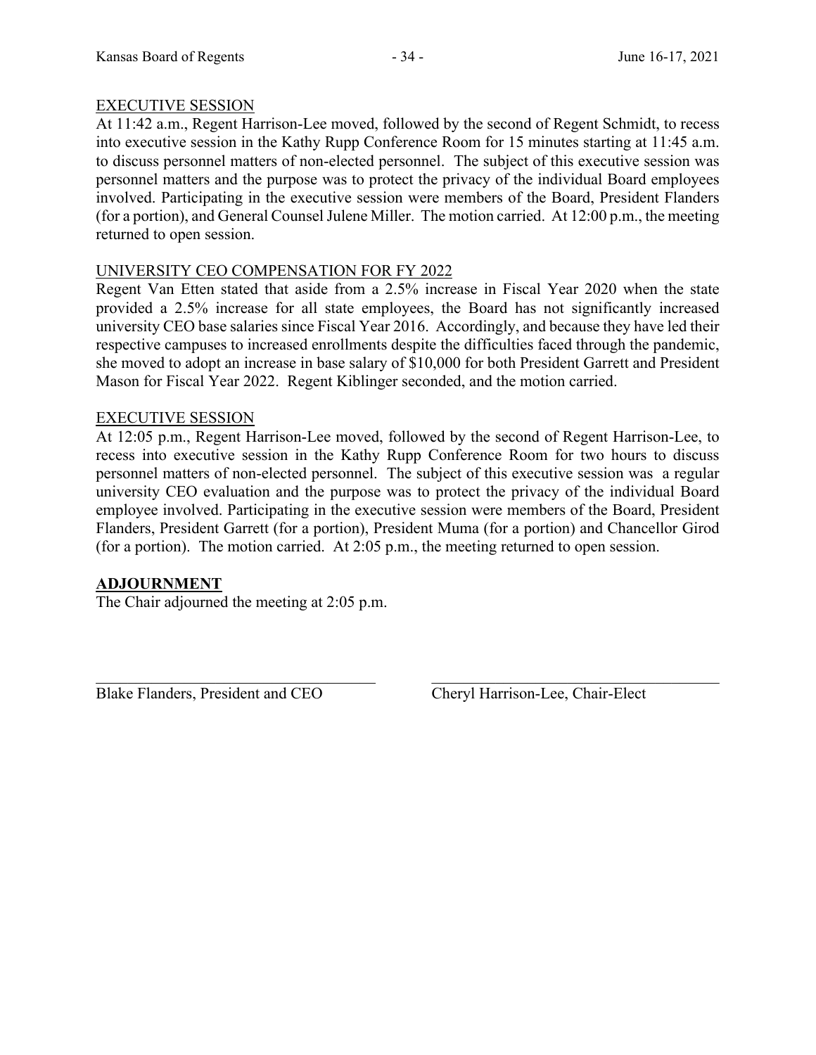EXECUTIVE SESSION

At 11:42 a.m., Regent Harrison-Lee moved, followed by the second of Regent Schmidt, to recess into executive session in the Kathy Rupp Conference Room for 15 minutes starting at 11:45 a.m. to discuss personnel matters of non-elected personnel. The subject of this executive session was personnel matters and the purpose was to protect the privacy of the individual Board employees involved. Participating in the executive session were members of the Board, President Flanders (for a portion), and General Counsel Julene Miller. The motion carried. At 12:00 p.m., the meeting returned to open session.

UNIVERSITY CEO COMPENSATION FOR FY 2022

Regent Van Etten stated that aside from a 2.5% increase in Fiscal Year 2020 when the state provided a 2.5% increase for all state employees, the Board has not significantly increased university CEO base salaries since Fiscal Year 2016. Accordingly, and because they have led their respective campuses to increased enrollments despite the difficulties faced through the pandemic, she moved to adopt an increase in base salary of $10,000 for both President Garrett and President Mason for Fiscal Year 2022. Regent Kiblinger seconded, and the motion carried.

EXECUTIVE SESSION

At 12:05 p.m., Regent Harrison-Lee moved, followed by the second of Regent Harrison-Lee, to recess into executive session in the Kathy Rupp Conference Room for two hours to discuss personnel matters of non-elected personnel. The subject of this executive session was a regular university CEO evaluation and the purpose was to protect the privacy of the individual Board employee involved. Participating in the executive session were members of the Board, President Flanders, President Garrett (for a portion), President Muma (for a portion) and Chancellor Girod (for a portion). The motion carried. At 2:05 p.m., the meeting returned to open session.

## **ADJOURNMENT**

The Chair adjourned the meeting at 2:05 p.m.

\_\_\_\_\_\_\_\_\_\_\_\_\_\_\_\_\_\_\_\_\_\_\_\_\_\_\_\_\_\_\_\_ \_\_\_\_\_\_\_\_\_\_\_\_\_\_\_\_\_\_\_\_\_\_\_\_\_\_\_\_\_\_\_\_

Blake Flanders, President and CEO

Cheryl Harrison-Lee, Chair-Elect